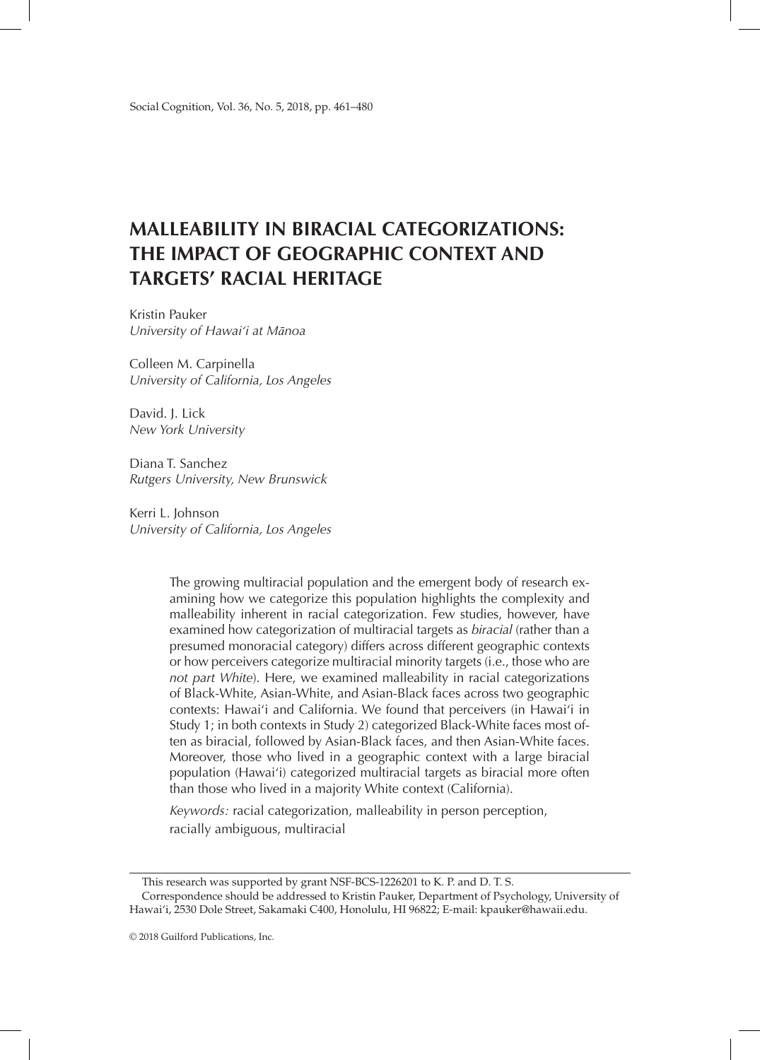# MALLEABILITY IN BIRACIAL CATEGORIZATIONS: THE IMPACT OF GEOGRAPHIC CONTEXT AND TARGETS' RACIAL HERITAGE

Kristin Pauker
*University of Hawai'i at Mānoa*

Colleen M. Carpinella
*University of California, Los Angeles*

David. J. Lick
*New York University*

Diana T. Sanchez
*Rutgers University, New Brunswick*

Kerri L. Johnson
*University of California, Los Angeles*

The growing multiracial population and the emergent body of research examining how we categorize this population highlights the complexity and malleability inherent in racial categorization. Few studies, however, have examined how categorization of multiracial targets as *biracial* (rather than a presumed monoracial category) differs across different geographic contexts or how perceivers categorize multiracial minority targets (i.e., those who are *not part White*). Here, we examined malleability in racial categorizations of Black-White, Asian-White, and Asian-Black faces across two geographic contexts: Hawai'i and California. We found that perceivers (in Hawai'i in Study 1; in both contexts in Study 2) categorized Black-White faces most often as biracial, followed by Asian-Black faces, and then Asian-White faces. Moreover, those who lived in a geographic context with a large biracial population (Hawai'i) categorized multiracial targets as biracial more often than those who lived in a majority White context (California).

*Keywords:* racial categorization, malleability in person perception, racially ambiguous, multiracial

This research was supported by grant NSF-BCS-1226201 to K. P. and D. T. S.

Correspondence should be addressed to Kristin Pauker, Department of Psychology, University of Hawai'i, 2530 Dole Street, Sakamaki C400, Honolulu, HI 96822; E-mail: kpauker@hawaii.edu.

© 2018 Guilford Publications, Inc.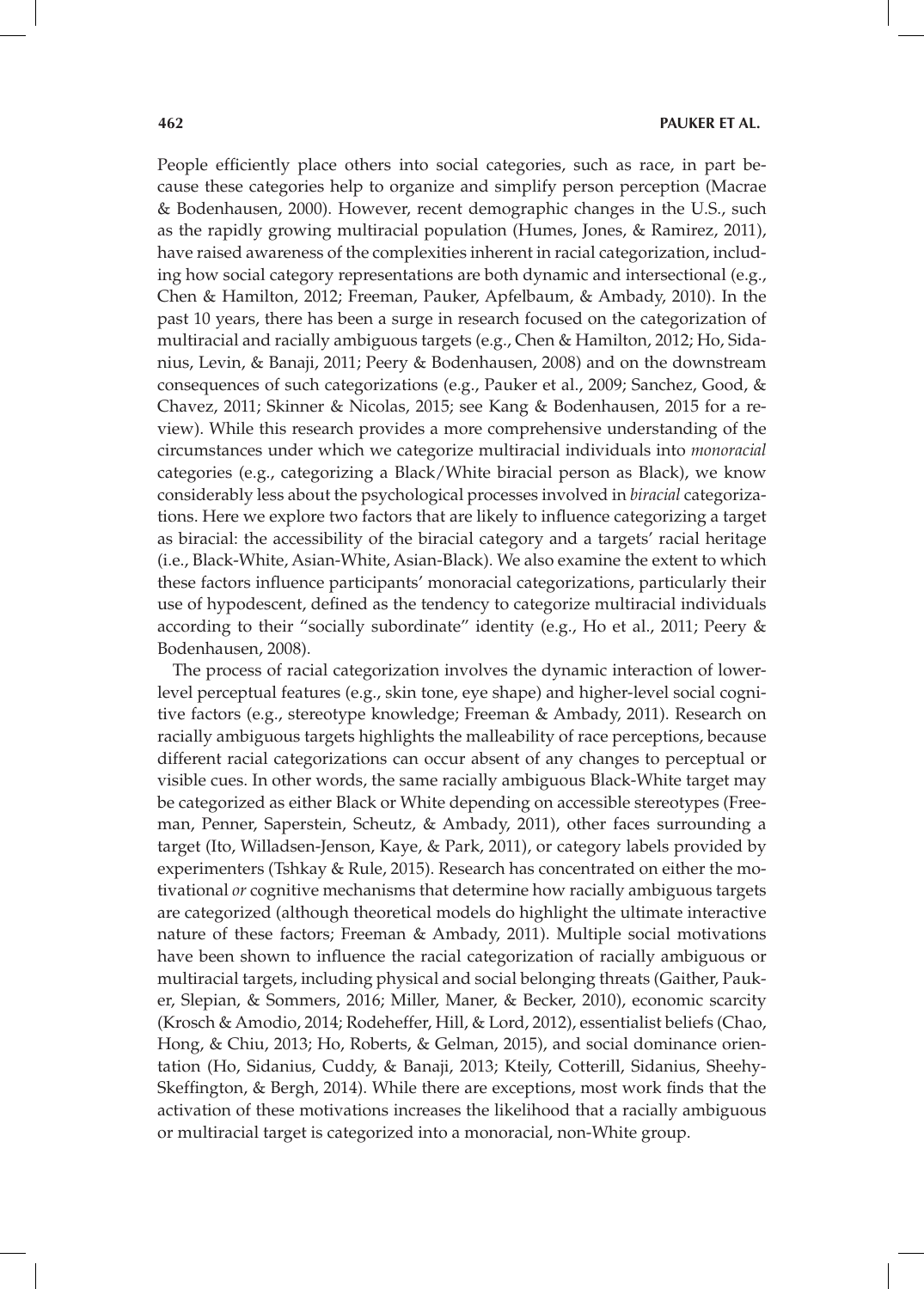People efficiently place others into social categories, such as race, in part because these categories help to organize and simplify person perception (Macrae & Bodenhausen, 2000). However, recent demographic changes in the U.S., such as the rapidly growing multiracial population (Humes, Jones, & Ramirez, 2011), have raised awareness of the complexities inherent in racial categorization, including how social category representations are both dynamic and intersectional (e.g., Chen & Hamilton, 2012; Freeman, Pauker, Apfelbaum, & Ambady, 2010). In the past 10 years, there has been a surge in research focused on the categorization of multiracial and racially ambiguous targets (e.g., Chen & Hamilton, 2012; Ho, Sidanius, Levin, & Banaji, 2011; Peery & Bodenhausen, 2008) and on the downstream consequences of such categorizations (e.g., Pauker et al., 2009; Sanchez, Good, & Chavez, 2011; Skinner & Nicolas, 2015; see Kang & Bodenhausen, 2015 for a review). While this research provides a more comprehensive understanding of the circumstances under which we categorize multiracial individuals into *monoracial* categories (e.g., categorizing a Black/White biracial person as Black), we know considerably less about the psychological processes involved in *biracial* categorizations. Here we explore two factors that are likely to influence categorizing a target as biracial: the accessibility of the biracial category and a targets' racial heritage (i.e., Black-White, Asian-White, Asian-Black). We also examine the extent to which these factors influence participants' monoracial categorizations, particularly their use of hypodescent, defined as the tendency to categorize multiracial individuals according to their "socially subordinate" identity (e.g., Ho et al., 2011; Peery & Bodenhausen, 2008).

The process of racial categorization involves the dynamic interaction of lower-level perceptual features (e.g., skin tone, eye shape) and higher-level social cognitive factors (e.g., stereotype knowledge; Freeman & Ambady, 2011). Research on racially ambiguous targets highlights the malleability of race perceptions, because different racial categorizations can occur absent of any changes to perceptual or visible cues. In other words, the same racially ambiguous Black-White target may be categorized as either Black or White depending on accessible stereotypes (Freeman, Penner, Saperstein, Scheutz, & Ambady, 2011), other faces surrounding a target (Ito, Willadsen-Jenson, Kaye, & Park, 2011), or category labels provided by experimenters (Tshkay & Rule, 2015). Research has concentrated on either the motivational *or* cognitive mechanisms that determine how racially ambiguous targets are categorized (although theoretical models do highlight the ultimate interactive nature of these factors; Freeman & Ambady, 2011). Multiple social motivations have been shown to influence the racial categorization of racially ambiguous or multiracial targets, including physical and social belonging threats (Gaither, Pauker, Slepian, & Sommers, 2016; Miller, Maner, & Becker, 2010), economic scarcity (Krosch & Amodio, 2014; Rodeheffer, Hill, & Lord, 2012), essentialist beliefs (Chao, Hong, & Chiu, 2013; Ho, Roberts, & Gelman, 2015), and social dominance orientation (Ho, Sidanius, Cuddy, & Banaji, 2013; Kteily, Cotterill, Sidanius, Sheehy-Skeffington, & Bergh, 2014). While there are exceptions, most work finds that the activation of these motivations increases the likelihood that a racially ambiguous or multiracial target is categorized into a monoracial, non-White group.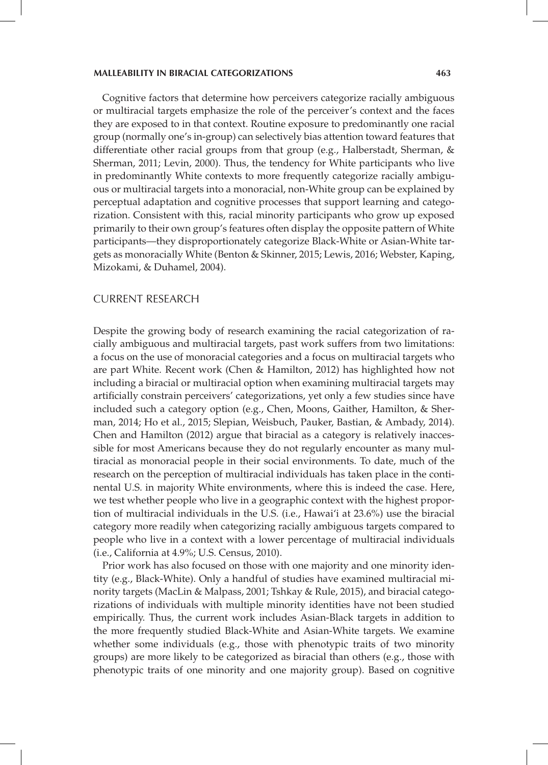Cognitive factors that determine how perceivers categorize racially ambiguous or multiracial targets emphasize the role of the perceiver's context and the faces they are exposed to in that context. Routine exposure to predominantly one racial group (normally one's in-group) can selectively bias attention toward features that differentiate other racial groups from that group (e.g., Halberstadt, Sherman, & Sherman, 2011; Levin, 2000). Thus, the tendency for White participants who live in predominantly White contexts to more frequently categorize racially ambiguous or multiracial targets into a monoracial, non-White group can be explained by perceptual adaptation and cognitive processes that support learning and categorization. Consistent with this, racial minority participants who grow up exposed primarily to their own group's features often display the opposite pattern of White participants—they disproportionately categorize Black-White or Asian-White targets as monoracially White (Benton & Skinner, 2015; Lewis, 2016; Webster, Kaping, Mizokami, & Duhamel, 2004).

## CURRENT RESEARCH

Despite the growing body of research examining the racial categorization of racially ambiguous and multiracial targets, past work suffers from two limitations: a focus on the use of monoracial categories and a focus on multiracial targets who are part White. Recent work (Chen & Hamilton, 2012) has highlighted how not including a biracial or multiracial option when examining multiracial targets may artificially constrain perceivers' categorizations, yet only a few studies since have included such a category option (e.g., Chen, Moons, Gaither, Hamilton, & Sherman, 2014; Ho et al., 2015; Slepian, Weisbuch, Pauker, Bastian, & Ambady, 2014). Chen and Hamilton (2012) argue that biracial as a category is relatively inaccessible for most Americans because they do not regularly encounter as many multiracial as monoracial people in their social environments. To date, much of the research on the perception of multiracial individuals has taken place in the continental U.S. in majority White environments, where this is indeed the case. Here, we test whether people who live in a geographic context with the highest proportion of multiracial individuals in the U.S. (i.e., Hawai'i at 23.6%) use the biracial category more readily when categorizing racially ambiguous targets compared to people who live in a context with a lower percentage of multiracial individuals (i.e., California at 4.9%; U.S. Census, 2010).

Prior work has also focused on those with one majority and one minority identity (e.g., Black-White). Only a handful of studies have examined multiracial minority targets (MacLin & Malpass, 2001; Tshkay & Rule, 2015), and biracial categorizations of individuals with multiple minority identities have not been studied empirically. Thus, the current work includes Asian-Black targets in addition to the more frequently studied Black-White and Asian-White targets. We examine whether some individuals (e.g., those with phenotypic traits of two minority groups) are more likely to be categorized as biracial than others (e.g., those with phenotypic traits of one minority and one majority group). Based on cognitive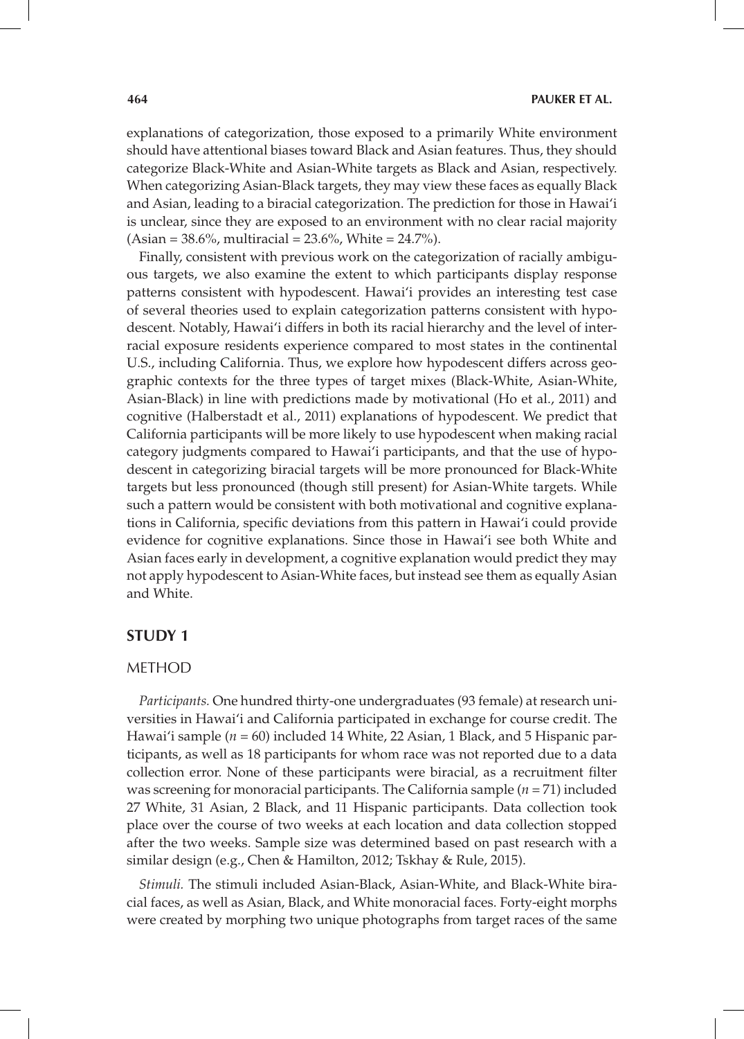explanations of categorization, those exposed to a primarily White environment should have attentional biases toward Black and Asian features. Thus, they should categorize Black-White and Asian-White targets as Black and Asian, respectively. When categorizing Asian-Black targets, they may view these faces as equally Black and Asian, leading to a biracial categorization. The prediction for those in Hawai'i is unclear, since they are exposed to an environment with no clear racial majority (Asian = 38.6%, multiracial = 23.6%, White = 24.7%).

Finally, consistent with previous work on the categorization of racially ambiguous targets, we also examine the extent to which participants display response patterns consistent with hypodescent. Hawai'i provides an interesting test case of several theories used to explain categorization patterns consistent with hypodescent. Notably, Hawai'i differs in both its racial hierarchy and the level of interracial exposure residents experience compared to most states in the continental U.S., including California. Thus, we explore how hypodescent differs across geographic contexts for the three types of target mixes (Black-White, Asian-White, Asian-Black) in line with predictions made by motivational (Ho et al., 2011) and cognitive (Halberstadt et al., 2011) explanations of hypodescent. We predict that California participants will be more likely to use hypodescent when making racial category judgments compared to Hawai'i participants, and that the use of hypodescent in categorizing biracial targets will be more pronounced for Black-White targets but less pronounced (though still present) for Asian-White targets. While such a pattern would be consistent with both motivational and cognitive explanations in California, specific deviations from this pattern in Hawai'i could provide evidence for cognitive explanations. Since those in Hawai'i see both White and Asian faces early in development, a cognitive explanation would predict they may not apply hypodescent to Asian-White faces, but instead see them as equally Asian and White.

## STUDY 1

### METHOD

*Participants.* One hundred thirty-one undergraduates (93 female) at research universities in Hawai'i and California participated in exchange for course credit. The Hawai'i sample ($n = 60$) included 14 White, 22 Asian, 1 Black, and 5 Hispanic participants, as well as 18 participants for whom race was not reported due to a data collection error. None of these participants were biracial, as a recruitment filter was screening for monoracial participants. The California sample ($n = 71$) included 27 White, 31 Asian, 2 Black, and 11 Hispanic participants. Data collection took place over the course of two weeks at each location and data collection stopped after the two weeks. Sample size was determined based on past research with a similar design (e.g., Chen & Hamilton, 2012; Tskhay & Rule, 2015).

*Stimuli.* The stimuli included Asian-Black, Asian-White, and Black-White biracial faces, as well as Asian, Black, and White monoracial faces. Forty-eight morphs were created by morphing two unique photographs from target races of the same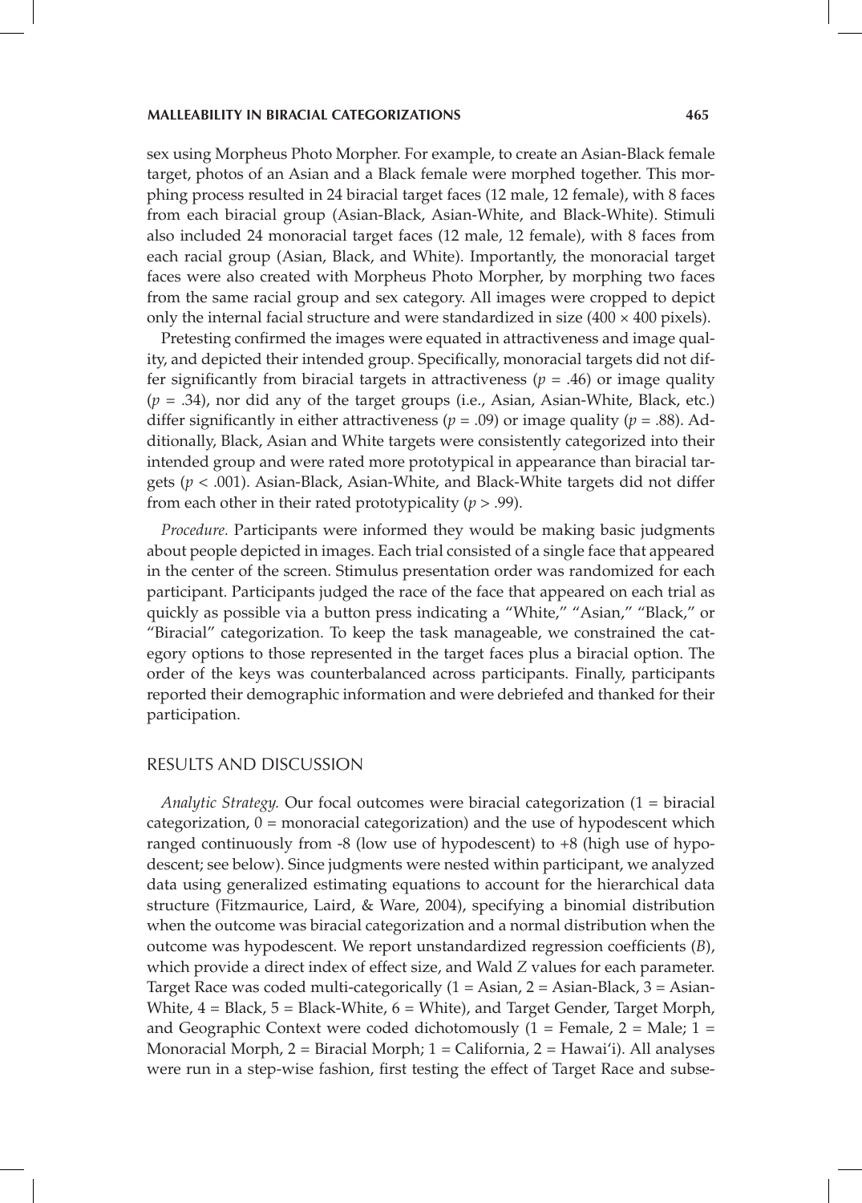sex using Morpheus Photo Morpher. For example, to create an Asian-Black female target, photos of an Asian and a Black female were morphed together. This morphing process resulted in 24 biracial target faces (12 male, 12 female), with 8 faces from each biracial group (Asian-Black, Asian-White, and Black-White). Stimuli also included 24 monoracial target faces (12 male, 12 female), with 8 faces from each racial group (Asian, Black, and White). Importantly, the monoracial target faces were also created with Morpheus Photo Morpher, by morphing two faces from the same racial group and sex category. All images were cropped to depict only the internal facial structure and were standardized in size (400 × 400 pixels).

Pretesting confirmed the images were equated in attractiveness and image quality, and depicted their intended group. Specifically, monoracial targets did not differ significantly from biracial targets in attractiveness ($p = .46$) or image quality ($p = .34$), nor did any of the target groups (i.e., Asian, Asian-White, Black, etc.) differ significantly in either attractiveness ($p = .09$) or image quality ($p = .88$). Additionally, Black, Asian and White targets were consistently categorized into their intended group and were rated more prototypical in appearance than biracial targets ($p < .001$). Asian-Black, Asian-White, and Black-White targets did not differ from each other in their rated prototypicality ($p > .99$).

*Procedure.* Participants were informed they would be making basic judgments about people depicted in images. Each trial consisted of a single face that appeared in the center of the screen. Stimulus presentation order was randomized for each participant. Participants judged the race of the face that appeared on each trial as quickly as possible via a button press indicating a "White," "Asian," "Black," or "Biracial" categorization. To keep the task manageable, we constrained the category options to those represented in the target faces plus a biracial option. The order of the keys was counterbalanced across participants. Finally, participants reported their demographic information and were debriefed and thanked for their participation.

## RESULTS AND DISCUSSION

*Analytic Strategy.* Our focal outcomes were biracial categorization (1 = biracial categorization, 0 = monoracial categorization) and the use of hypodescent which ranged continuously from -8 (low use of hypodescent) to +8 (high use of hypodescent; see below). Since judgments were nested within participant, we analyzed data using generalized estimating equations to account for the hierarchical data structure (Fitzmaurice, Laird, & Ware, 2004), specifying a binomial distribution when the outcome was biracial categorization and a normal distribution when the outcome was hypodescent. We report unstandardized regression coefficients ($B$), which provide a direct index of effect size, and Wald $Z$ values for each parameter. Target Race was coded multi-categorically (1 = Asian, 2 = Asian-Black, 3 = Asian-White, 4 = Black, 5 = Black-White, 6 = White), and Target Gender, Target Morph, and Geographic Context were coded dichotomously (1 = Female, 2 = Male; 1 = Monoracial Morph, 2 = Biracial Morph; 1 = California, 2 = Hawai'i). All analyses were run in a step-wise fashion, first testing the effect of Target Race and subse-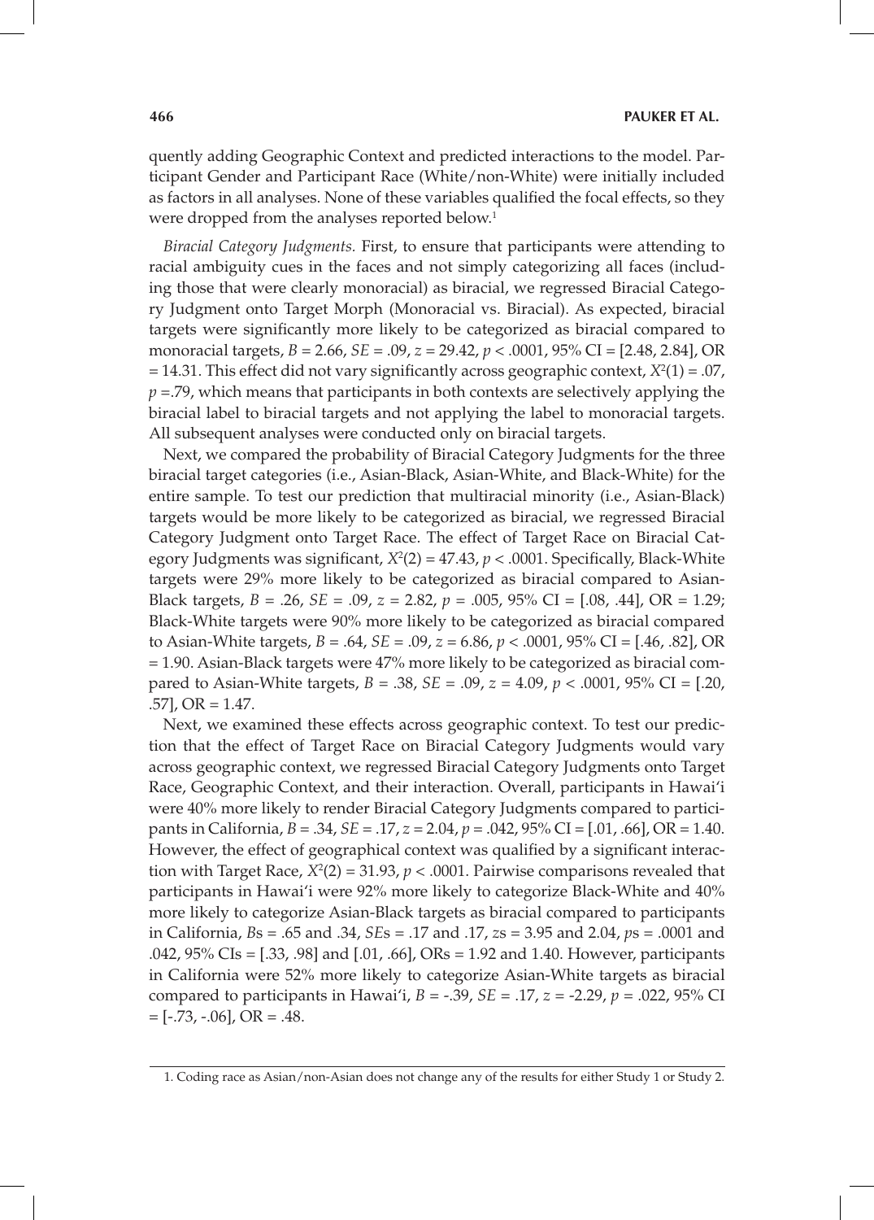quently adding Geographic Context and predicted interactions to the model. Participant Gender and Participant Race (White/non-White) were initially included as factors in all analyses. None of these variables qualified the focal effects, so they were dropped from the analyses reported below.[1]

*Biracial Category Judgments.* First, to ensure that participants were attending to racial ambiguity cues in the faces and not simply categorizing all faces (including those that were clearly monoracial) as biracial, we regressed Biracial Category Judgment onto Target Morph (Monoracial vs. Biracial). As expected, biracial targets were significantly more likely to be categorized as biracial compared to monoracial targets, $B = 2.66$, $SE = .09$, $z = 29.42$, $p < .0001$, 95% CI = [2.48, 2.84], OR = 14.31. This effect did not vary significantly across geographic context, $X^2(1) = .07$, $p = .79$, which means that participants in both contexts are selectively applying the biracial label to biracial targets and not applying the label to monoracial targets. All subsequent analyses were conducted only on biracial targets.

Next, we compared the probability of Biracial Category Judgments for the three biracial target categories (i.e., Asian-Black, Asian-White, and Black-White) for the entire sample. To test our prediction that multiracial minority (i.e., Asian-Black) targets would be more likely to be categorized as biracial, we regressed Biracial Category Judgment onto Target Race. The effect of Target Race on Biracial Category Judgments was significant, $X^2(2) = 47.43$, $p < .0001$. Specifically, Black-White targets were 29% more likely to be categorized as biracial compared to Asian-Black targets, $B = .26$, $SE = .09$, $z = 2.82$, $p = .005$, 95% CI = [.08, .44], OR = 1.29; Black-White targets were 90% more likely to be categorized as biracial compared to Asian-White targets, $B = .64$, $SE = .09$, $z = 6.86$, $p < .0001$, 95% CI = [.46, .82], OR = 1.90. Asian-Black targets were 47% more likely to be categorized as biracial compared to Asian-White targets, $B = .38$, $SE = .09$, $z = 4.09$, $p < .0001$, 95% CI = [.20, .57], OR = 1.47.

Next, we examined these effects across geographic context. To test our prediction that the effect of Target Race on Biracial Category Judgments would vary across geographic context, we regressed Biracial Category Judgments onto Target Race, Geographic Context, and their interaction. Overall, participants in Hawai'i were 40% more likely to render Biracial Category Judgments compared to participants in California, $B = .34$, $SE = .17$, $z = 2.04$, $p = .042$, 95% CI = [.01, .66], OR = 1.40. However, the effect of geographical context was qualified by a significant interaction with Target Race, $X^2(2) = 31.93$, $p < .0001$. Pairwise comparisons revealed that participants in Hawai'i were 92% more likely to categorize Black-White and 40% more likely to categorize Asian-Black targets as biracial compared to participants in California, $B$s = .65 and .34, $SE$s = .17 and .17, $z$s = 3.95 and 2.04, $p$s = .0001 and .042, 95% CIs = [.33, .98] and [.01, .66], ORs = 1.92 and 1.40. However, participants in California were 52% more likely to categorize Asian-White targets as biracial compared to participants in Hawai'i, $B = -.39$, $SE = .17$, $z = -2.29$, $p = .022$, 95% CI = [-.73, -.06], OR = .48.

1. Coding race as Asian/non-Asian does not change any of the results for either Study 1 or Study 2.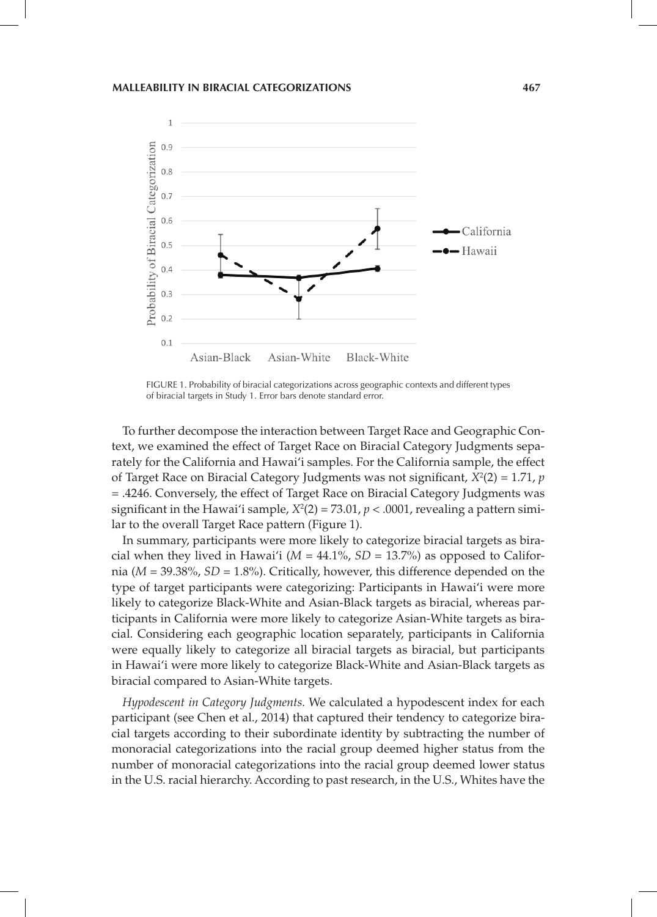FIGURE 1. Probability of biracial categorizations across geographic contexts and different types of biracial targets in Study 1. Error bars denote standard error.

To further decompose the interaction between Target Race and Geographic Context, we examined the effect of Target Race on Biracial Category Judgments separately for the California and Hawai'i samples. For the California sample, the effect of Target Race on Biracial Category Judgments was not significant, $X^2(2) = 1.71$, $p = .4246$. Conversely, the effect of Target Race on Biracial Category Judgments was significant in the Hawai'i sample, $X^2(2) = 73.01$, $p < .0001$, revealing a pattern similar to the overall Target Race pattern (Figure 1).

In summary, participants were more likely to categorize biracial targets as biracial when they lived in Hawai'i ($M = 44.1\%$, $SD = 13.7\%$) as opposed to California ($M = 39.38\%$, $SD = 1.8\%$). Critically, however, this difference depended on the type of target participants were categorizing: Participants in Hawai'i were more likely to categorize Black-White targets as biracial, whereas participants in California were more likely to categorize Asian-White targets as biracial. Considering each geographic location separately, participants in California were equally likely to categorize all biracial targets as biracial, but participants in Hawai'i were more likely to categorize Black-White and Asian-Black targets as biracial compared to Asian-White targets.

*Hypodescent in Category Judgments.* We calculated a hypodescent index for each participant (see Chen et al., 2014) that captured their tendency to categorize biracial targets according to their subordinate identity by subtracting the number of monoracial categorizations into the racial group deemed higher status from the number of monoracial categorizations into the racial group deemed lower status in the U.S. racial hierarchy. According to past research, in the U.S., Whites have the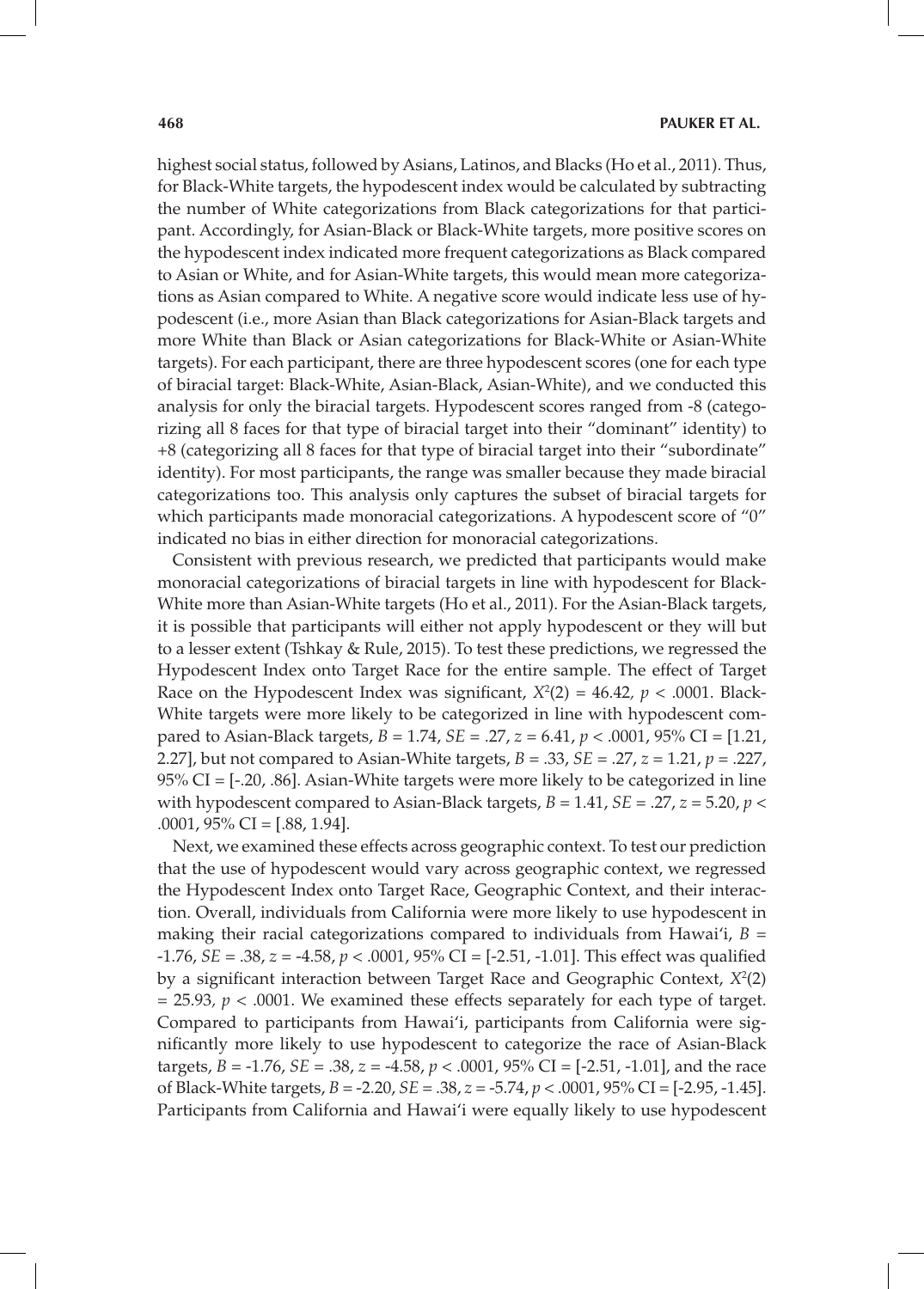highest social status, followed by Asians, Latinos, and Blacks (Ho et al., 2011). Thus, for Black-White targets, the hypodescent index would be calculated by subtracting the number of White categorizations from Black categorizations for that participant. Accordingly, for Asian-Black or Black-White targets, more positive scores on the hypodescent index indicated more frequent categorizations as Black compared to Asian or White, and for Asian-White targets, this would mean more categorizations as Asian compared to White. A negative score would indicate less use of hypodescent (i.e., more Asian than Black categorizations for Asian-Black targets and more White than Black or Asian categorizations for Black-White or Asian-White targets). For each participant, there are three hypodescent scores (one for each type of biracial target: Black-White, Asian-Black, Asian-White), and we conducted this analysis for only the biracial targets. Hypodescent scores ranged from -8 (categorizing all 8 faces for that type of biracial target into their "dominant" identity) to +8 (categorizing all 8 faces for that type of biracial target into their "subordinate" identity). For most participants, the range was smaller because they made biracial categorizations too. This analysis only captures the subset of biracial targets for which participants made monoracial categorizations. A hypodescent score of "0" indicated no bias in either direction for monoracial categorizations.

Consistent with previous research, we predicted that participants would make monoracial categorizations of biracial targets in line with hypodescent for Black-White more than Asian-White targets (Ho et al., 2011). For the Asian-Black targets, it is possible that participants will either not apply hypodescent or they will but to a lesser extent (Tshkay & Rule, 2015). To test these predictions, we regressed the Hypodescent Index onto Target Race for the entire sample. The effect of Target Race on the Hypodescent Index was significant, $X^2(2) = 46.42$, $p < .0001$. Black-White targets were more likely to be categorized in line with hypodescent compared to Asian-Black targets, $B = 1.74$, $SE = .27$, $z = 6.41$, $p < .0001$, 95% CI = [1.21, 2.27], but not compared to Asian-White targets, $B = .33$, $SE = .27$, $z = 1.21$, $p = .227$, 95% CI = [-.20, .86]. Asian-White targets were more likely to be categorized in line with hypodescent compared to Asian-Black targets, $B = 1.41$, $SE = .27$, $z = 5.20$, $p < .0001$, 95% CI = [.88, 1.94].

Next, we examined these effects across geographic context. To test our prediction that the use of hypodescent would vary across geographic context, we regressed the Hypodescent Index onto Target Race, Geographic Context, and their interaction. Overall, individuals from California were more likely to use hypodescent in making their racial categorizations compared to individuals from Hawai'i, $B = -1.76$, $SE = .38$, $z = -4.58$, $p < .0001$, 95% CI = [-2.51, -1.01]. This effect was qualified by a significant interaction between Target Race and Geographic Context, $X^2(2) = 25.93$, $p < .0001$. We examined these effects separately for each type of target. Compared to participants from Hawai'i, participants from California were significantly more likely to use hypodescent to categorize the race of Asian-Black targets, $B = -1.76$, $SE = .38$, $z = -4.58$, $p < .0001$, 95% CI = [-2.51, -1.01], and the race of Black-White targets, $B = -2.20$, $SE = .38$, $z = -5.74$, $p < .0001$, 95% CI = [-2.95, -1.45]. Participants from California and Hawai'i were equally likely to use hypodescent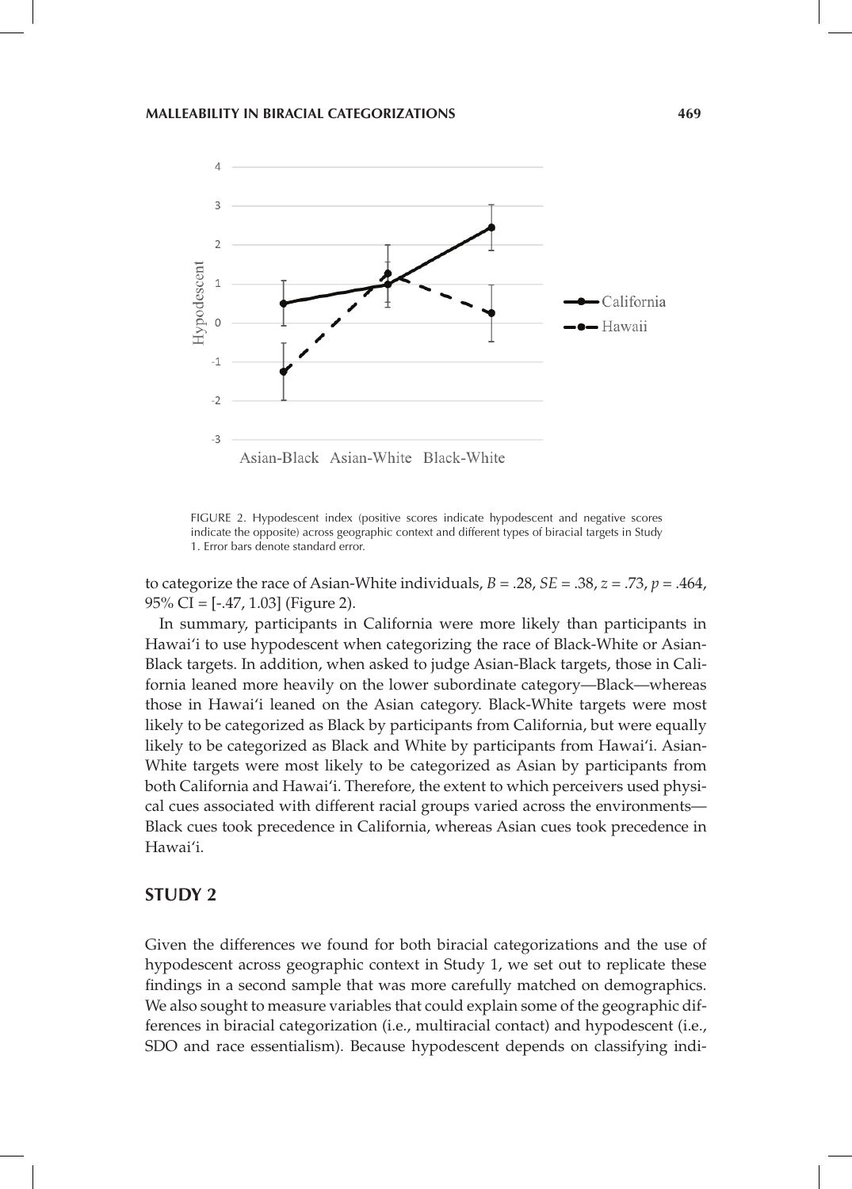FIGURE 2. Hypodescent index (positive scores indicate hypodescent and negative scores indicate the opposite) across geographic context and different types of biracial targets in Study 1. Error bars denote standard error.

to categorize the race of Asian-White individuals, $B = .28$, $SE = .38$, $z = .73$, $p = .464$, 95% CI = [-.47, 1.03] (Figure 2).

In summary, participants in California were more likely than participants in Hawai'i to use hypodescent when categorizing the race of Black-White or Asian-Black targets. In addition, when asked to judge Asian-Black targets, those in California leaned more heavily on the lower subordinate category—Black—whereas those in Hawai'i leaned on the Asian category. Black-White targets were most likely to be categorized as Black by participants from California, but were equally likely to be categorized as Black and White by participants from Hawai'i. Asian-White targets were most likely to be categorized as Asian by participants from both California and Hawai'i. Therefore, the extent to which perceivers used physical cues associated with different racial groups varied across the environments—Black cues took precedence in California, whereas Asian cues took precedence in Hawai'i.

## STUDY 2

Given the differences we found for both biracial categorizations and the use of hypodescent across geographic context in Study 1, we set out to replicate these findings in a second sample that was more carefully matched on demographics. We also sought to measure variables that could explain some of the geographic differences in biracial categorization (i.e., multiracial contact) and hypodescent (i.e., SDO and race essentialism). Because hypodescent depends on classifying indi-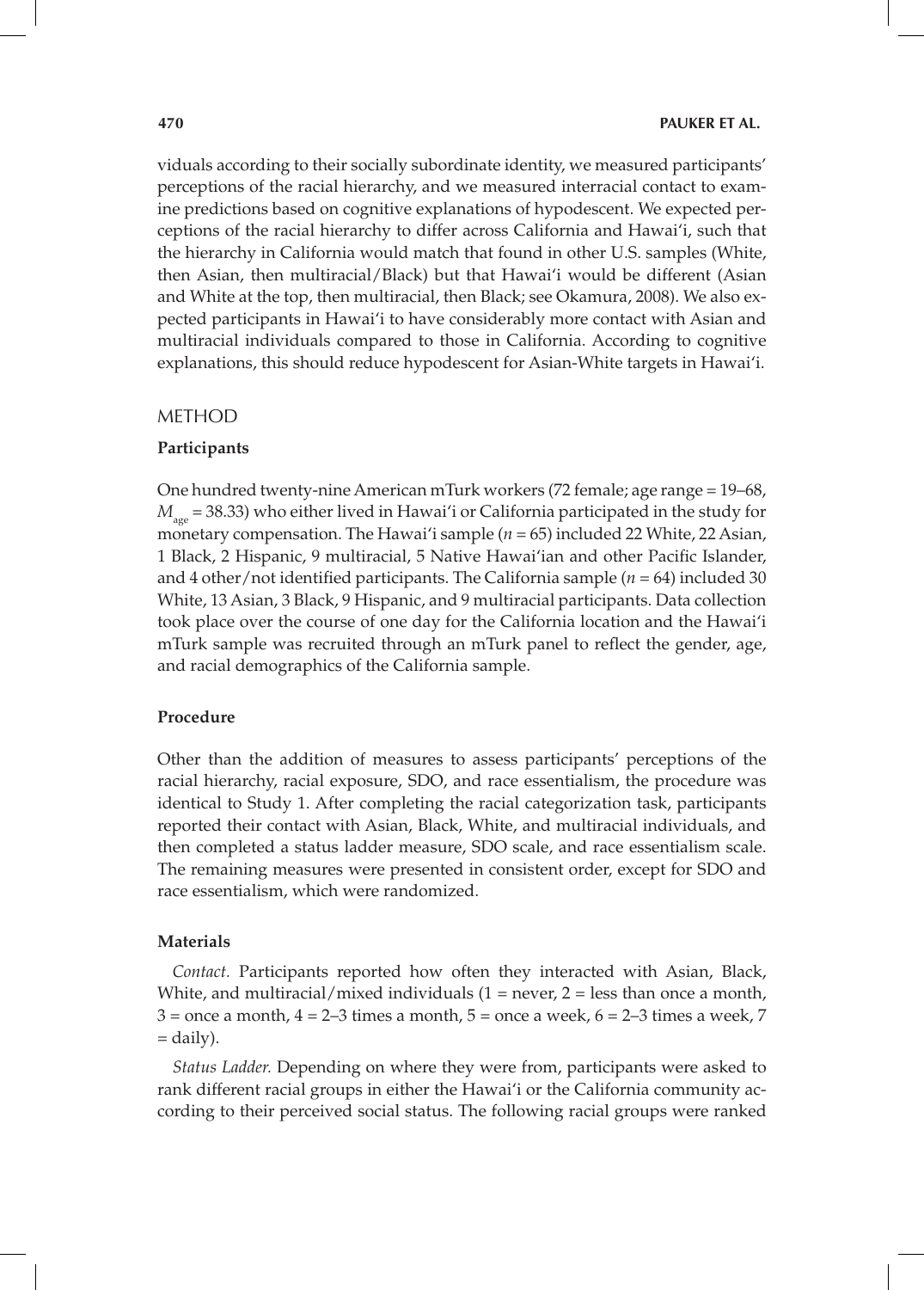viduals according to their socially subordinate identity, we measured participants' perceptions of the racial hierarchy, and we measured interracial contact to examine predictions based on cognitive explanations of hypodescent. We expected perceptions of the racial hierarchy to differ across California and Hawai'i, such that the hierarchy in California would match that found in other U.S. samples (White, then Asian, then multiracial/Black) but that Hawai'i would be different (Asian and White at the top, then multiracial, then Black; see Okamura, 2008). We also expected participants in Hawai'i to have considerably more contact with Asian and multiracial individuals compared to those in California. According to cognitive explanations, this should reduce hypodescent for Asian-White targets in Hawai'i.

## METHOD

### Participants

One hundred twenty-nine American mTurk workers (72 female; age range = 19–68, $M_{age} = 38.33$) who either lived in Hawai'i or California participated in the study for monetary compensation. The Hawai'i sample ($n = 65$) included 22 White, 22 Asian, 1 Black, 2 Hispanic, 9 multiracial, 5 Native Hawai'ian and other Pacific Islander, and 4 other/not identified participants. The California sample ($n = 64$) included 30 White, 13 Asian, 3 Black, 9 Hispanic, and 9 multiracial participants. Data collection took place over the course of one day for the California location and the Hawai'i mTurk sample was recruited through an mTurk panel to reflect the gender, age, and racial demographics of the California sample.

### Procedure

Other than the addition of measures to assess participants' perceptions of the racial hierarchy, racial exposure, SDO, and race essentialism, the procedure was identical to Study 1. After completing the racial categorization task, participants reported their contact with Asian, Black, White, and multiracial individuals, and then completed a status ladder measure, SDO scale, and race essentialism scale. The remaining measures were presented in consistent order, except for SDO and race essentialism, which were randomized.

### Materials

*Contact.* Participants reported how often they interacted with Asian, Black, White, and multiracial/mixed individuals (1 = never, 2 = less than once a month, 3 = once a month, 4 = 2–3 times a month, 5 = once a week, 6 = 2–3 times a week, 7 = daily).

*Status Ladder.* Depending on where they were from, participants were asked to rank different racial groups in either the Hawai'i or the California community according to their perceived social status. The following racial groups were ranked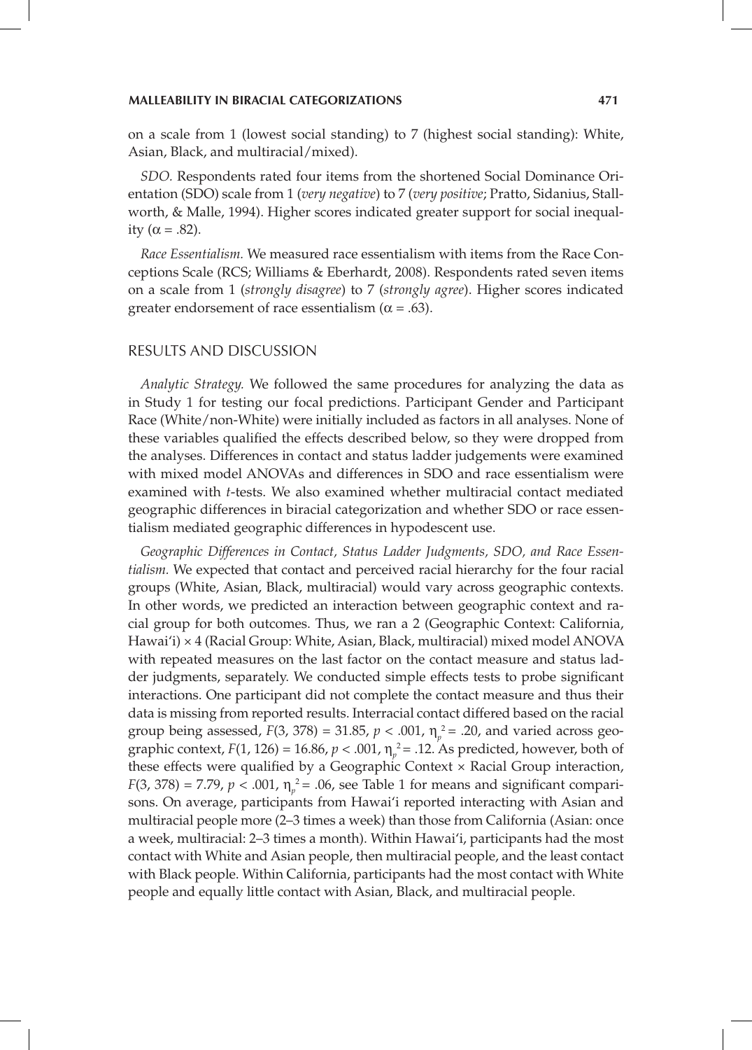on a scale from 1 (lowest social standing) to 7 (highest social standing): White, Asian, Black, and multiracial/mixed).

*SDO.* Respondents rated four items from the shortened Social Dominance Orientation (SDO) scale from 1 (*very negative*) to 7 (*very positive*; Pratto, Sidanius, Stallworth, & Malle, 1994). Higher scores indicated greater support for social inequality ($\alpha = .82$).

*Race Essentialism.* We measured race essentialism with items from the Race Conceptions Scale (RCS; Williams & Eberhardt, 2008). Respondents rated seven items on a scale from 1 (*strongly disagree*) to 7 (*strongly agree*). Higher scores indicated greater endorsement of race essentialism ($\alpha = .63$).

## RESULTS AND DISCUSSION

*Analytic Strategy.* We followed the same procedures for analyzing the data as in Study 1 for testing our focal predictions. Participant Gender and Participant Race (White/non-White) were initially included as factors in all analyses. None of these variables qualified the effects described below, so they were dropped from the analyses. Differences in contact and status ladder judgements were examined with mixed model ANOVAs and differences in SDO and race essentialism were examined with *t*-tests. We also examined whether multiracial contact mediated geographic differences in biracial categorization and whether SDO or race essentialism mediated geographic differences in hypodescent use.

*Geographic Differences in Contact, Status Ladder Judgments, SDO, and Race Essentialism.* We expected that contact and perceived racial hierarchy for the four racial groups (White, Asian, Black, multiracial) would vary across geographic contexts. In other words, we predicted an interaction between geographic context and racial group for both outcomes. Thus, we ran a 2 (Geographic Context: California, Hawai'i) × 4 (Racial Group: White, Asian, Black, multiracial) mixed model ANOVA with repeated measures on the last factor on the contact measure and status ladder judgments, separately. We conducted simple effects tests to probe significant interactions. One participant did not complete the contact measure and thus their data is missing from reported results. Interracial contact differed based on the racial group being assessed, $F(3, 378) = 31.85$, $p < .001$, $\eta_p^2 = .20$, and varied across geographic context, $F(1, 126) = 16.86$, $p < .001$, $\eta_p^2 = .12$. As predicted, however, both of these effects were qualified by a Geographic Context × Racial Group interaction, $F(3, 378) = 7.79$, $p < .001$, $\eta_p^2 = .06$, see Table 1 for means and significant comparisons. On average, participants from Hawai'i reported interacting with Asian and multiracial people more (2–3 times a week) than those from California (Asian: once a week, multiracial: 2–3 times a month). Within Hawai'i, participants had the most contact with White and Asian people, then multiracial people, and the least contact with Black people. Within California, participants had the most contact with White people and equally little contact with Asian, Black, and multiracial people.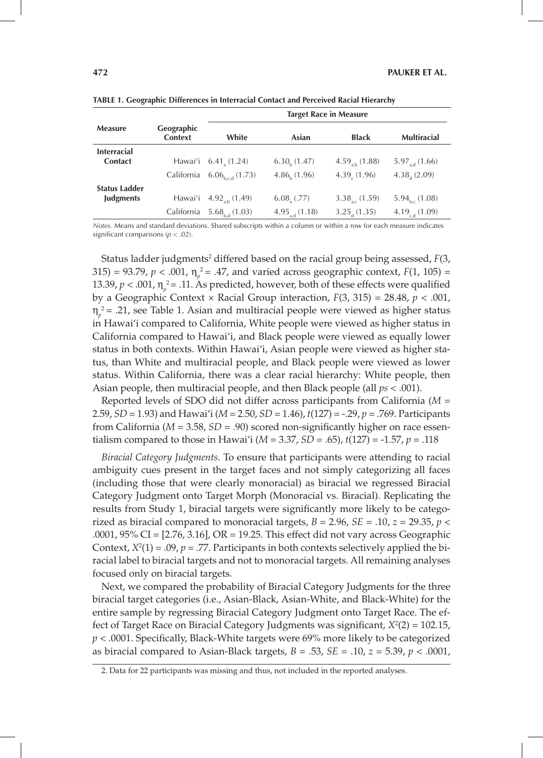**TABLE 1. Geographic Differences in Interracial Contact and Perceived Racial Hierarchy**

| Measure | Geographic Context | Target Race in Measure | | | |
|---|---|---|---|---|---|
| | | White | Asian | Black | Multiracial |
| **Interracial Contact** | Hawai'i | $6.41_{a}$ (1.24) | $6.30_{b}$ (1.47) | $4.59_{a,b}$ (1.88) | $5.97_{a,d}$ (1.66) |
| | California | $6.06_{b,c,d}$ (1.73) | $4.86_{b}$ (1.96) | $4.39_{c}$ (1.96) | $4.38_{d}$ (2.09) |
| **Status Ladder Judgments** | Hawai'i | $4.92_{a,b}$ (1.49) | $6.08_{a}$ (.77) | $3.38_{a,c}$ (1.59) | $5.94_{b,c}$ (1.08) |
| | California | $5.68_{b,d}$ (1.03) | $4.95_{a,d}$ (1.18) | $3.25_{d}$ (1.35) | $4.19_{c,d}$ (1.09) |

*Notes.* Means and standard deviations. Shared subscripts within a column or within a row for each measure indicates significant comparisons ($p < .02$).

Status ladder judgments[2] differed based on the racial group being assessed, $F(3, 315) = 93.79$, $p < .001$, $\eta_p^2 = .47$, and varied across geographic context, $F(1, 105) = 13.39$, $p < .001$, $\eta_p^2 = .11$. As predicted, however, both of these effects were qualified by a Geographic Context × Racial Group interaction, $F(3, 315) = 28.48$, $p < .001$, $\eta_p^2 = .21$, see Table 1. Asian and multiracial people were viewed as higher status in Hawai'i compared to California, White people were viewed as higher status in California compared to Hawai'i, and Black people were viewed as equally lower status in both contexts. Within Hawai'i, Asian people were viewed as higher status, than White and multiracial people, and Black people were viewed as lower status. Within California, there was a clear racial hierarchy: White people, then Asian people, then multiracial people, and then Black people (all $ps < .001$).

Reported levels of SDO did not differ across participants from California ($M = 2.59$, $SD = 1.93$) and Hawai'i ($M = 2.50$, $SD = 1.46$), $t(127) = -.29$, $p = .769$. Participants from California ($M = 3.58$, $SD = .90$) scored non-significantly higher on race essentialism compared to those in Hawai'i ($M = 3.37$, $SD = .65$), $t(127) = -1.57$, $p = .118$

*Biracial Category Judgments.* To ensure that participants were attending to racial ambiguity cues present in the target faces and not simply categorizing all faces (including those that were clearly monoracial) as biracial we regressed Biracial Category Judgment onto Target Morph (Monoracial vs. Biracial). Replicating the results from Study 1, biracial targets were significantly more likely to be categorized as biracial compared to monoracial targets, $B = 2.96$, $SE = .10$, $z = 29.35$, $p < .0001$, 95% CI = [2.76, 3.16], OR = 19.25. This effect did not vary across Geographic Context, $X^2(1) = .09$, $p = .77$. Participants in both contexts selectively applied the biracial label to biracial targets and not to monoracial targets. All remaining analyses focused only on biracial targets.

Next, we compared the probability of Biracial Category Judgments for the three biracial target categories (i.e., Asian-Black, Asian-White, and Black-White) for the entire sample by regressing Biracial Category Judgment onto Target Race. The effect of Target Race on Biracial Category Judgments was significant, $X^2(2) = 102.15$, $p < .0001$. Specifically, Black-White targets were 69% more likely to be categorized as biracial compared to Asian-Black targets, $B = .53$, $SE = .10$, $z = 5.39$, $p < .0001$,

2. Data for 22 participants was missing and thus, not included in the reported analyses.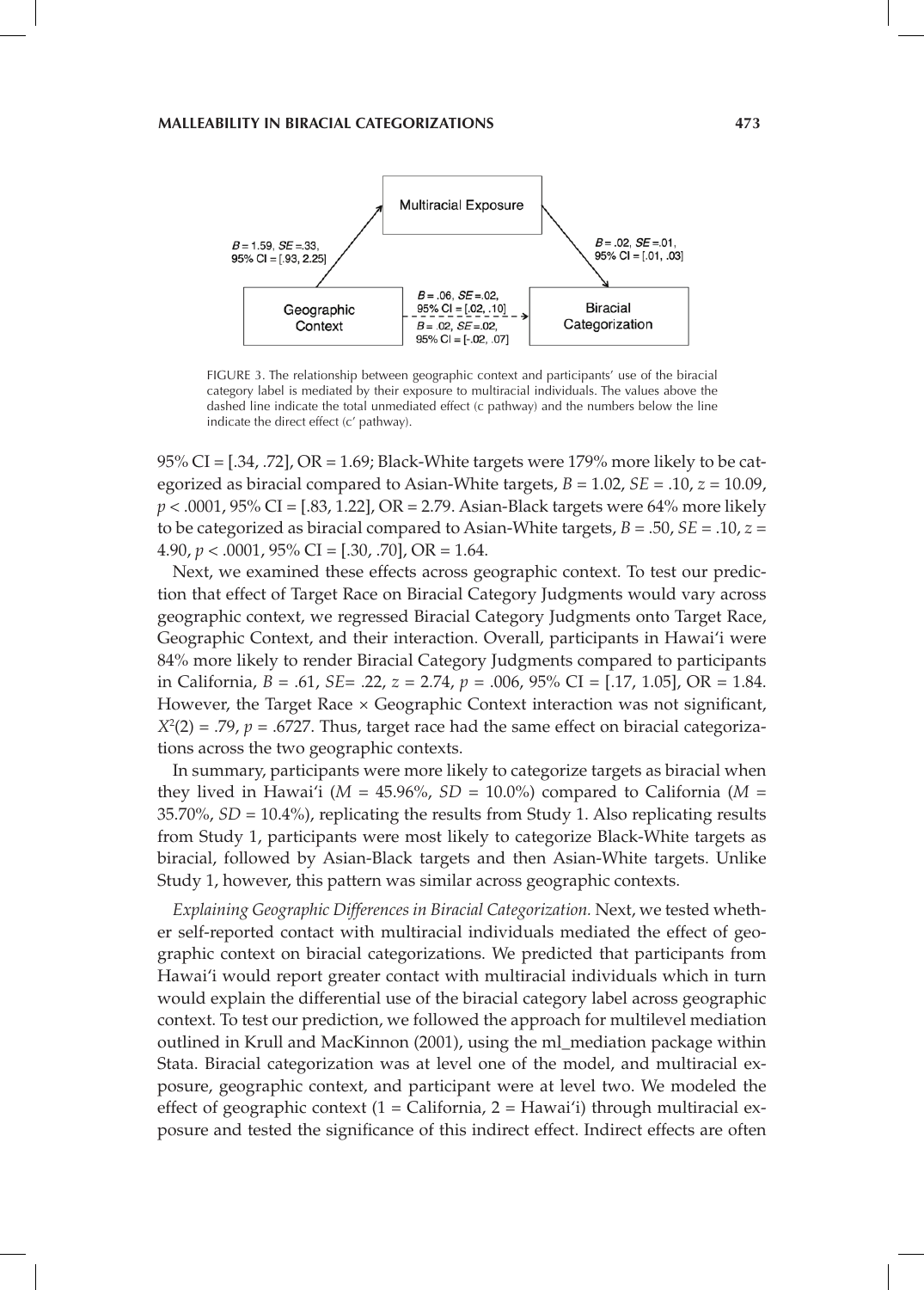FIGURE 3. The relationship between geographic context and participants' use of the biracial category label is mediated by their exposure to multiracial individuals. The values above the dashed line indicate the total unmediated effect (c pathway) and the numbers below the line indicate the direct effect (c' pathway).

95% CI = [.34, .72], OR = 1.69; Black-White targets were 179% more likely to be categorized as biracial compared to Asian-White targets, $B = 1.02$, $SE = .10$, $z = 10.09$, $p < .0001$, 95% CI = [.83, 1.22], OR = 2.79. Asian-Black targets were 64% more likely to be categorized as biracial compared to Asian-White targets, $B = .50$, $SE = .10$, $z = 4.90$, $p < .0001$, 95% CI = [.30, .70], OR = 1.64.

Next, we examined these effects across geographic context. To test our prediction that effect of Target Race on Biracial Category Judgments would vary across geographic context, we regressed Biracial Category Judgments onto Target Race, Geographic Context, and their interaction. Overall, participants in Hawai'i were 84% more likely to render Biracial Category Judgments compared to participants in California, $B = .61$, $SE = .22$, $z = 2.74$, $p = .006$, 95% CI = [.17, 1.05], OR = 1.84. However, the Target Race × Geographic Context interaction was not significant, $X^2(2) = .79$, $p = .6727$. Thus, target race had the same effect on biracial categorizations across the two geographic contexts.

In summary, participants were more likely to categorize targets as biracial when they lived in Hawai'i ($M = 45.96\%$, $SD = 10.0\%$) compared to California ($M = 35.70\%$, $SD = 10.4\%$), replicating the results from Study 1. Also replicating results from Study 1, participants were most likely to categorize Black-White targets as biracial, followed by Asian-Black targets and then Asian-White targets. Unlike Study 1, however, this pattern was similar across geographic contexts.

*Explaining Geographic Differences in Biracial Categorization.* Next, we tested whether self-reported contact with multiracial individuals mediated the effect of geographic context on biracial categorizations. We predicted that participants from Hawai'i would report greater contact with multiracial individuals which in turn would explain the differential use of the biracial category label across geographic context. To test our prediction, we followed the approach for multilevel mediation outlined in Krull and MacKinnon (2001), using the ml_mediation package within Stata. Biracial categorization was at level one of the model, and multiracial exposure, geographic context, and participant were at level two. We modeled the effect of geographic context (1 = California, 2 = Hawai'i) through multiracial exposure and tested the significance of this indirect effect. Indirect effects are often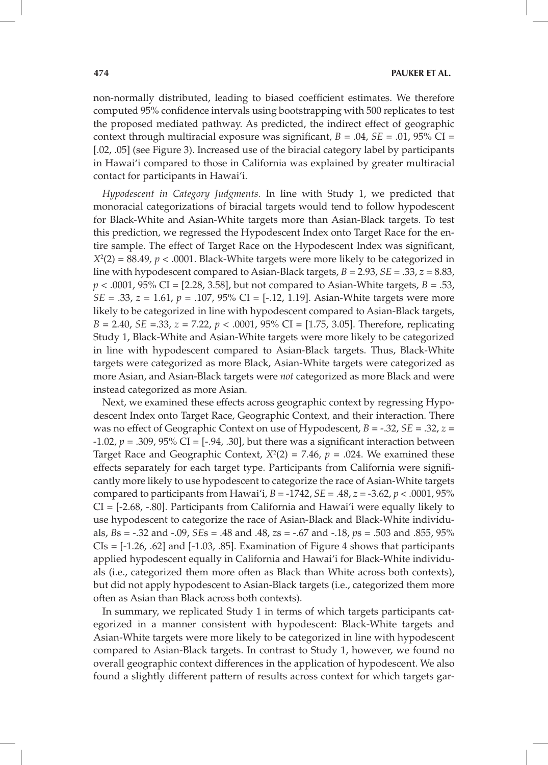non-normally distributed, leading to biased coefficient estimates. We therefore computed 95% confidence intervals using bootstrapping with 500 replicates to test the proposed mediated pathway. As predicted, the indirect effect of geographic context through multiracial exposure was significant, $B = .04$, $SE = .01$, 95% CI = [.02, .05] (see Figure 3). Increased use of the biracial category label by participants in Hawai'i compared to those in California was explained by greater multiracial contact for participants in Hawai'i.

*Hypodescent in Category Judgments.* In line with Study 1, we predicted that monoracial categorizations of biracial targets would tend to follow hypodescent for Black-White and Asian-White targets more than Asian-Black targets. To test this prediction, we regressed the Hypodescent Index onto Target Race for the entire sample. The effect of Target Race on the Hypodescent Index was significant, $X^2(2) = 88.49$, $p < .0001$. Black-White targets were more likely to be categorized in line with hypodescent compared to Asian-Black targets, $B = 2.93$, $SE = .33$, $z = 8.83$, $p < .0001$, 95% CI = [2.28, 3.58], but not compared to Asian-White targets, $B = .53$, $SE = .33$, $z = 1.61$, $p = .107$, 95% CI = [-.12, 1.19]. Asian-White targets were more likely to be categorized in line with hypodescent compared to Asian-Black targets, $B = 2.40$, $SE = .33$, $z = 7.22$, $p < .0001$, 95% CI = [1.75, 3.05]. Therefore, replicating Study 1, Black-White and Asian-White targets were more likely to be categorized in line with hypodescent compared to Asian-Black targets. Thus, Black-White targets were categorized as more Black, Asian-White targets were categorized as more Asian, and Asian-Black targets were *not* categorized as more Black and were instead categorized as more Asian.

Next, we examined these effects across geographic context by regressing Hypodescent Index onto Target Race, Geographic Context, and their interaction. There was no effect of Geographic Context on use of Hypodescent, $B = -.32$, $SE = .32$, $z = -1.02$, $p = .309$, 95% CI = [-.94, .30], but there was a significant interaction between Target Race and Geographic Context, $X^2(2) = 7.46$, $p = .024$. We examined these effects separately for each target type. Participants from California were significantly more likely to use hypodescent to categorize the race of Asian-White targets compared to participants from Hawai'i, $B = -1742$, $SE = .48$, $z = -3.62$, $p < .0001$, 95% CI = [-2.68, -.80]. Participants from California and Hawai'i were equally likely to use hypodescent to categorize the race of Asian-Black and Black-White individuals, *B*s = -.32 and -.09, *SE*s = .48 and .48, *z*s = -.67 and -.18, *p*s = .503 and .855, 95% CIs = [-1.26, .62] and [-1.03, .85]. Examination of Figure 4 shows that participants applied hypodescent equally in California and Hawai'i for Black-White individuals (i.e., categorized them more often as Black than White across both contexts), but did not apply hypodescent to Asian-Black targets (i.e., categorized them more often as Asian than Black across both contexts).

In summary, we replicated Study 1 in terms of which targets participants categorized in a manner consistent with hypodescent: Black-White targets and Asian-White targets were more likely to be categorized in line with hypodescent compared to Asian-Black targets. In contrast to Study 1, however, we found no overall geographic context differences in the application of hypodescent. We also found a slightly different pattern of results across context for which targets gar-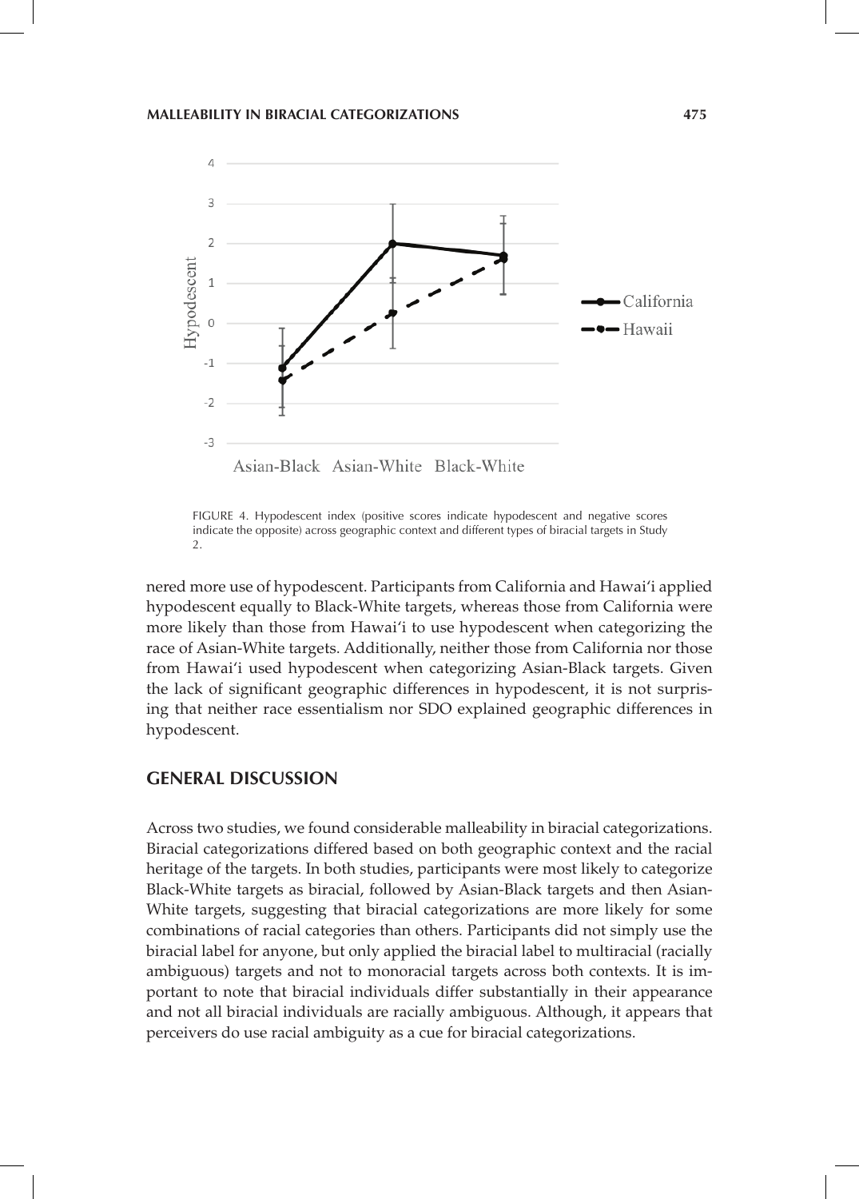FIGURE 4. Hypodescent index (positive scores indicate hypodescent and negative scores indicate the opposite) across geographic context and different types of biracial targets in Study 2.

nered more use of hypodescent. Participants from California and Hawai'i applied hypodescent equally to Black-White targets, whereas those from California were more likely than those from Hawai'i to use hypodescent when categorizing the race of Asian-White targets. Additionally, neither those from California nor those from Hawai'i used hypodescent when categorizing Asian-Black targets. Given the lack of significant geographic differences in hypodescent, it is not surprising that neither race essentialism nor SDO explained geographic differences in hypodescent.

## GENERAL DISCUSSION

Across two studies, we found considerable malleability in biracial categorizations. Biracial categorizations differed based on both geographic context and the racial heritage of the targets. In both studies, participants were most likely to categorize Black-White targets as biracial, followed by Asian-Black targets and then Asian-White targets, suggesting that biracial categorizations are more likely for some combinations of racial categories than others. Participants did not simply use the biracial label for anyone, but only applied the biracial label to multiracial (racially ambiguous) targets and not to monoracial targets across both contexts. It is important to note that biracial individuals differ substantially in their appearance and not all biracial individuals are racially ambiguous. Although, it appears that perceivers do use racial ambiguity as a cue for biracial categorizations.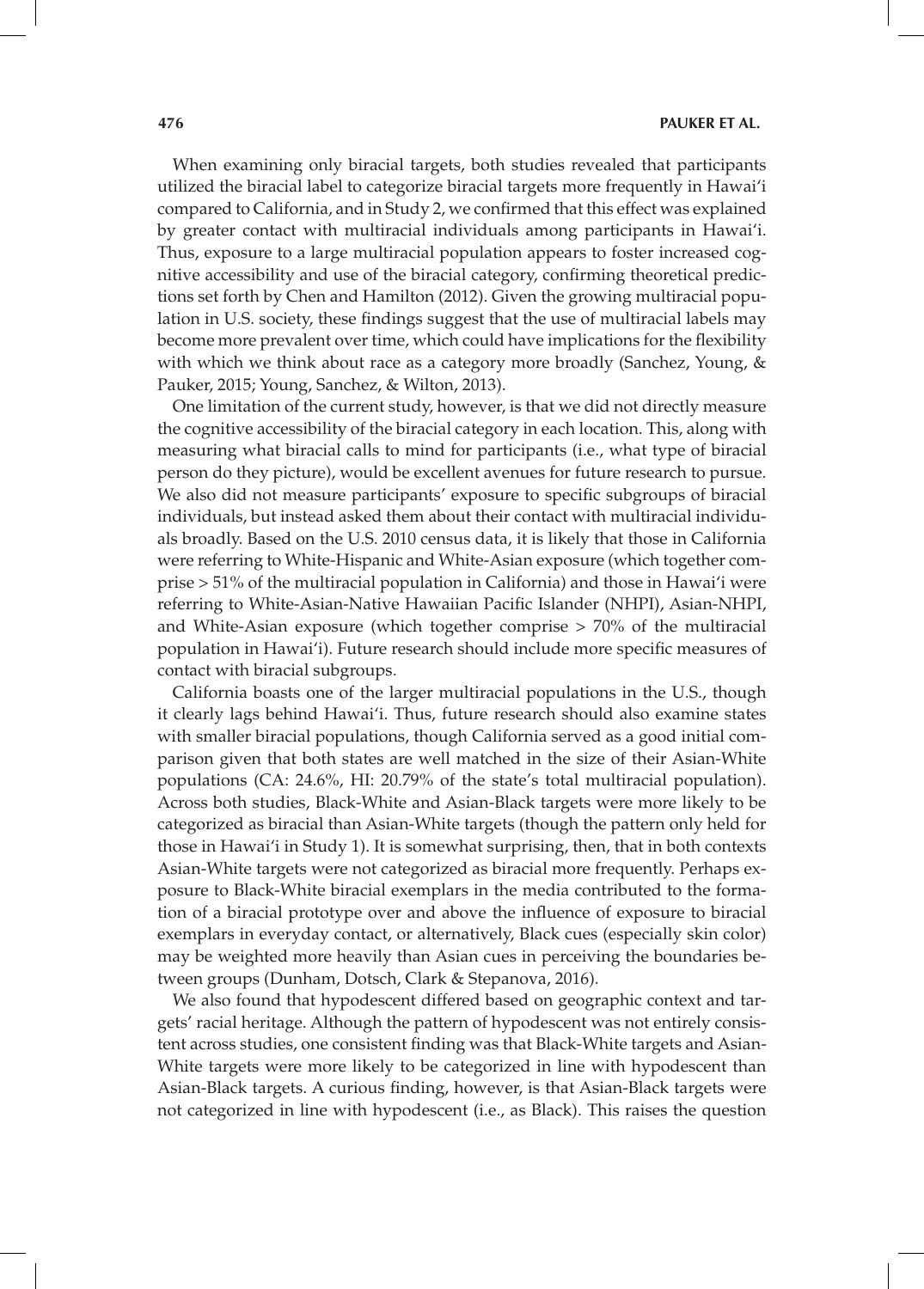When examining only biracial targets, both studies revealed that participants utilized the biracial label to categorize biracial targets more frequently in Hawai'i compared to California, and in Study 2, we confirmed that this effect was explained by greater contact with multiracial individuals among participants in Hawai'i. Thus, exposure to a large multiracial population appears to foster increased cognitive accessibility and use of the biracial category, confirming theoretical predictions set forth by Chen and Hamilton (2012). Given the growing multiracial population in U.S. society, these findings suggest that the use of multiracial labels may become more prevalent over time, which could have implications for the flexibility with which we think about race as a category more broadly (Sanchez, Young, & Pauker, 2015; Young, Sanchez, & Wilton, 2013).

One limitation of the current study, however, is that we did not directly measure the cognitive accessibility of the biracial category in each location. This, along with measuring what biracial calls to mind for participants (i.e., what type of biracial person do they picture), would be excellent avenues for future research to pursue. We also did not measure participants' exposure to specific subgroups of biracial individuals, but instead asked them about their contact with multiracial individuals broadly. Based on the U.S. 2010 census data, it is likely that those in California were referring to White-Hispanic and White-Asian exposure (which together comprise > 51% of the multiracial population in California) and those in Hawai'i were referring to White-Asian-Native Hawaiian Pacific Islander (NHPI), Asian-NHPI, and White-Asian exposure (which together comprise > 70% of the multiracial population in Hawai'i). Future research should include more specific measures of contact with biracial subgroups.

California boasts one of the larger multiracial populations in the U.S., though it clearly lags behind Hawai'i. Thus, future research should also examine states with smaller biracial populations, though California served as a good initial comparison given that both states are well matched in the size of their Asian-White populations (CA: 24.6%, HI: 20.79% of the state's total multiracial population). Across both studies, Black-White and Asian-Black targets were more likely to be categorized as biracial than Asian-White targets (though the pattern only held for those in Hawai'i in Study 1). It is somewhat surprising, then, that in both contexts Asian-White targets were not categorized as biracial more frequently. Perhaps exposure to Black-White biracial exemplars in the media contributed to the formation of a biracial prototype over and above the influence of exposure to biracial exemplars in everyday contact, or alternatively, Black cues (especially skin color) may be weighted more heavily than Asian cues in perceiving the boundaries between groups (Dunham, Dotsch, Clark & Stepanova, 2016).

We also found that hypodescent differed based on geographic context and targets' racial heritage. Although the pattern of hypodescent was not entirely consistent across studies, one consistent finding was that Black-White targets and Asian-White targets were more likely to be categorized in line with hypodescent than Asian-Black targets. A curious finding, however, is that Asian-Black targets were not categorized in line with hypodescent (i.e., as Black). This raises the question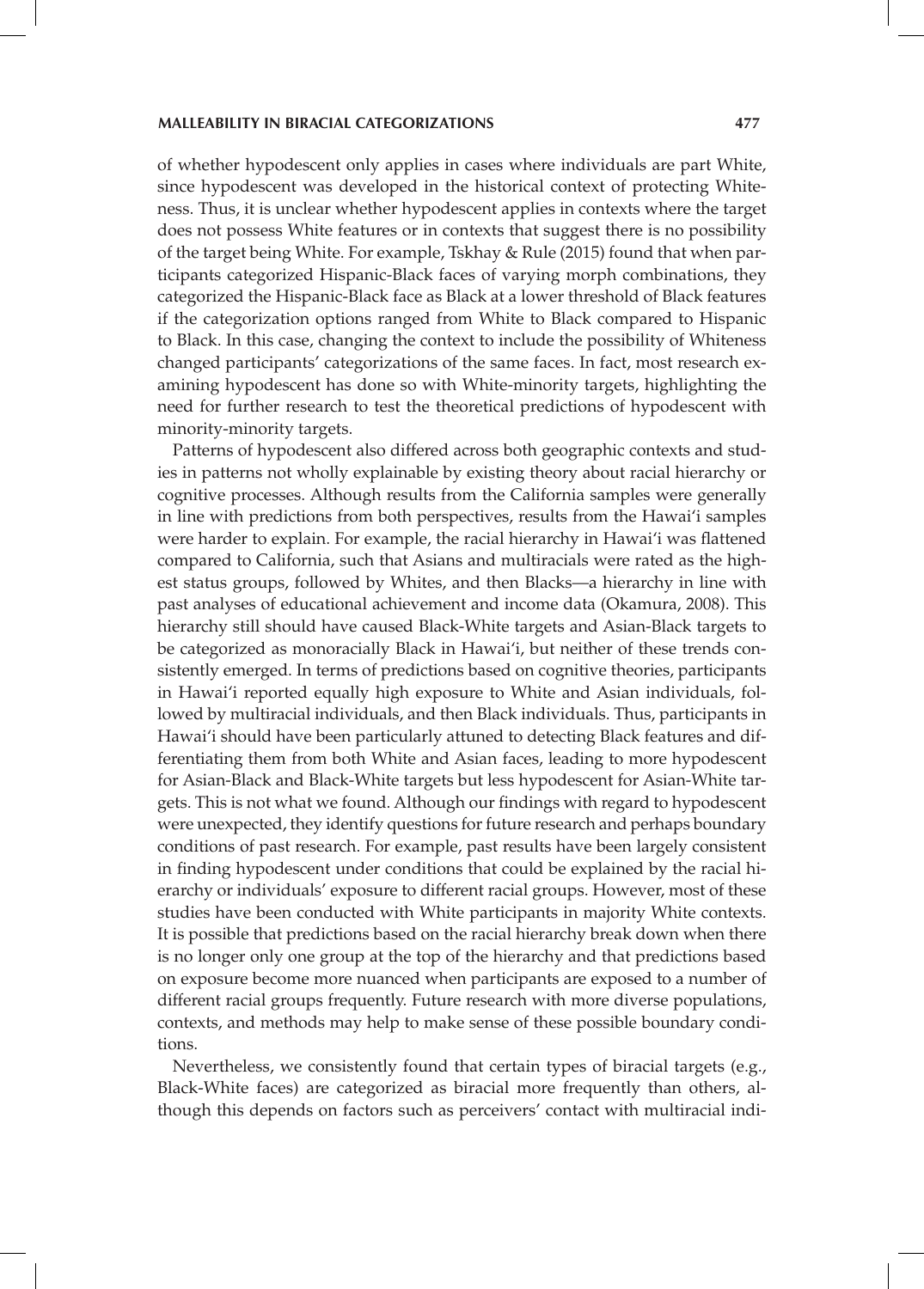of whether hypodescent only applies in cases where individuals are part White, since hypodescent was developed in the historical context of protecting Whiteness. Thus, it is unclear whether hypodescent applies in contexts where the target does not possess White features or in contexts that suggest there is no possibility of the target being White. For example, Tskhay & Rule (2015) found that when participants categorized Hispanic-Black faces of varying morph combinations, they categorized the Hispanic-Black face as Black at a lower threshold of Black features if the categorization options ranged from White to Black compared to Hispanic to Black. In this case, changing the context to include the possibility of Whiteness changed participants' categorizations of the same faces. In fact, most research examining hypodescent has done so with White-minority targets, highlighting the need for further research to test the theoretical predictions of hypodescent with minority-minority targets.

Patterns of hypodescent also differed across both geographic contexts and studies in patterns not wholly explainable by existing theory about racial hierarchy or cognitive processes. Although results from the California samples were generally in line with predictions from both perspectives, results from the Hawai'i samples were harder to explain. For example, the racial hierarchy in Hawai'i was flattened compared to California, such that Asians and multiracials were rated as the highest status groups, followed by Whites, and then Blacks—a hierarchy in line with past analyses of educational achievement and income data (Okamura, 2008). This hierarchy still should have caused Black-White targets and Asian-Black targets to be categorized as monoracially Black in Hawai'i, but neither of these trends consistently emerged. In terms of predictions based on cognitive theories, participants in Hawai'i reported equally high exposure to White and Asian individuals, followed by multiracial individuals, and then Black individuals. Thus, participants in Hawai'i should have been particularly attuned to detecting Black features and differentiating them from both White and Asian faces, leading to more hypodescent for Asian-Black and Black-White targets but less hypodescent for Asian-White targets. This is not what we found. Although our findings with regard to hypodescent were unexpected, they identify questions for future research and perhaps boundary conditions of past research. For example, past results have been largely consistent in finding hypodescent under conditions that could be explained by the racial hierarchy or individuals' exposure to different racial groups. However, most of these studies have been conducted with White participants in majority White contexts. It is possible that predictions based on the racial hierarchy break down when there is no longer only one group at the top of the hierarchy and that predictions based on exposure become more nuanced when participants are exposed to a number of different racial groups frequently. Future research with more diverse populations, contexts, and methods may help to make sense of these possible boundary conditions.

Nevertheless, we consistently found that certain types of biracial targets (e.g., Black-White faces) are categorized as biracial more frequently than others, although this depends on factors such as perceivers' contact with multiracial indi-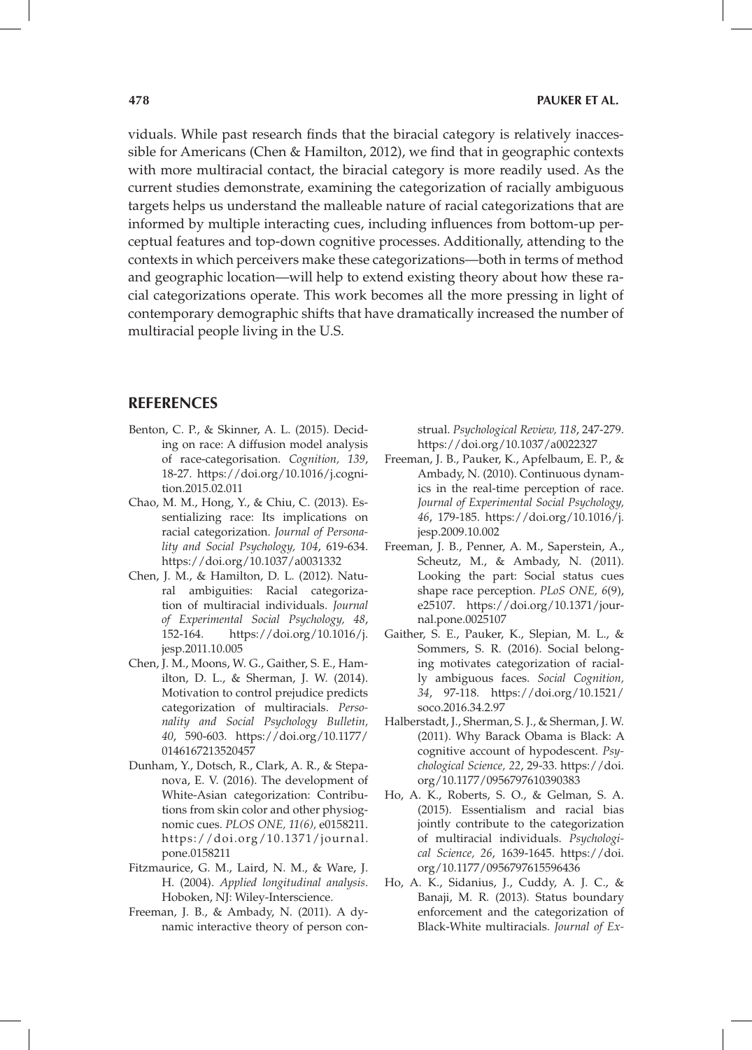viduals. While past research finds that the biracial category is relatively inaccessible for Americans (Chen & Hamilton, 2012), we find that in geographic contexts with more multiracial contact, the biracial category is more readily used. As the current studies demonstrate, examining the categorization of racially ambiguous targets helps us understand the malleable nature of racial categorizations that are informed by multiple interacting cues, including influences from bottom-up perceptual features and top-down cognitive processes. Additionally, attending to the contexts in which perceivers make these categorizations—both in terms of method and geographic location—will help to extend existing theory about how these racial categorizations operate. This work becomes all the more pressing in light of contemporary demographic shifts that have dramatically increased the number of multiracial people living in the U.S.

## REFERENCES

Benton, C. P., & Skinner, A. L. (2015). Deciding on race: A diffusion model analysis of race-categorisation. *Cognition, 139*, 18-27. https://doi.org/10.1016/j.cognition.2015.02.011

Chao, M. M., Hong, Y., & Chiu, C. (2013). Essentializing race: Its implications on racial categorization. *Journal of Personality and Social Psychology, 104*, 619-634. https://doi.org/10.1037/a0031332

Chen, J. M., & Hamilton, D. L. (2012). Natural ambiguities: Racial categorization of multiracial individuals. *Journal of Experimental Social Psychology, 48*, 152-164. https://doi.org/10.1016/j.jesp.2011.10.005

Chen, J. M., Moons, W. G., Gaither, S. E., Hamilton, D. L., & Sherman, J. W. (2014). Motivation to control prejudice predicts categorization of multiracials. *Personality and Social Psychology Bulletin, 40*, 590-603. https://doi.org/10.1177/0146167213520457

Dunham, Y., Dotsch, R., Clark, A. R., & Stepanova, E. V. (2016). The development of White-Asian categorization: Contributions from skin color and other physiognomic cues. *PLOS ONE, 11(6)*, e0158211. https://doi.org/10.1371/journal.pone.0158211

Fitzmaurice, G. M., Laird, N. M., & Ware, J. H. (2004). *Applied longitudinal analysis*. Hoboken, NJ: Wiley-Interscience.

Freeman, J. B., & Ambady, N. (2011). A dynamic interactive theory of person construal. *Psychological Review, 118*, 247-279. https://doi.org/10.1037/a0022327

Freeman, J. B., Pauker, K., Apfelbaum, E. P., & Ambady, N. (2010). Continuous dynamics in the real-time perception of race. *Journal of Experimental Social Psychology, 46*, 179-185. https://doi.org/10.1016/j.jesp.2009.10.002

Freeman, J. B., Penner, A. M., Saperstein, A., Scheutz, M., & Ambady, N. (2011). Looking the part: Social status cues shape race perception. *PLoS ONE, 6*(9), e25107. https://doi.org/10.1371/journal.pone.0025107

Gaither, S. E., Pauker, K., Slepian, M. L., & Sommers, S. R. (2016). Social belonging motivates categorization of racially ambiguous faces. *Social Cognition, 34*, 97-118. https://doi.org/10.1521/soco.2016.34.2.97

Halberstadt, J., Sherman, S. J., & Sherman, J. W. (2011). Why Barack Obama is Black: A cognitive account of hypodescent. *Psychological Science, 22*, 29-33. https://doi.org/10.1177/0956797610390383

Ho, A. K., Roberts, S. O., & Gelman, S. A. (2015). Essentialism and racial bias jointly contribute to the categorization of multiracial individuals. *Psychological Science, 26*, 1639-1645. https://doi.org/10.1177/0956797615596436

Ho, A. K., Sidanius, J., Cuddy, A. J. C., & Banaji, M. R. (2013). Status boundary enforcement and the categorization of Black-White multiracials. *Journal of Ex-*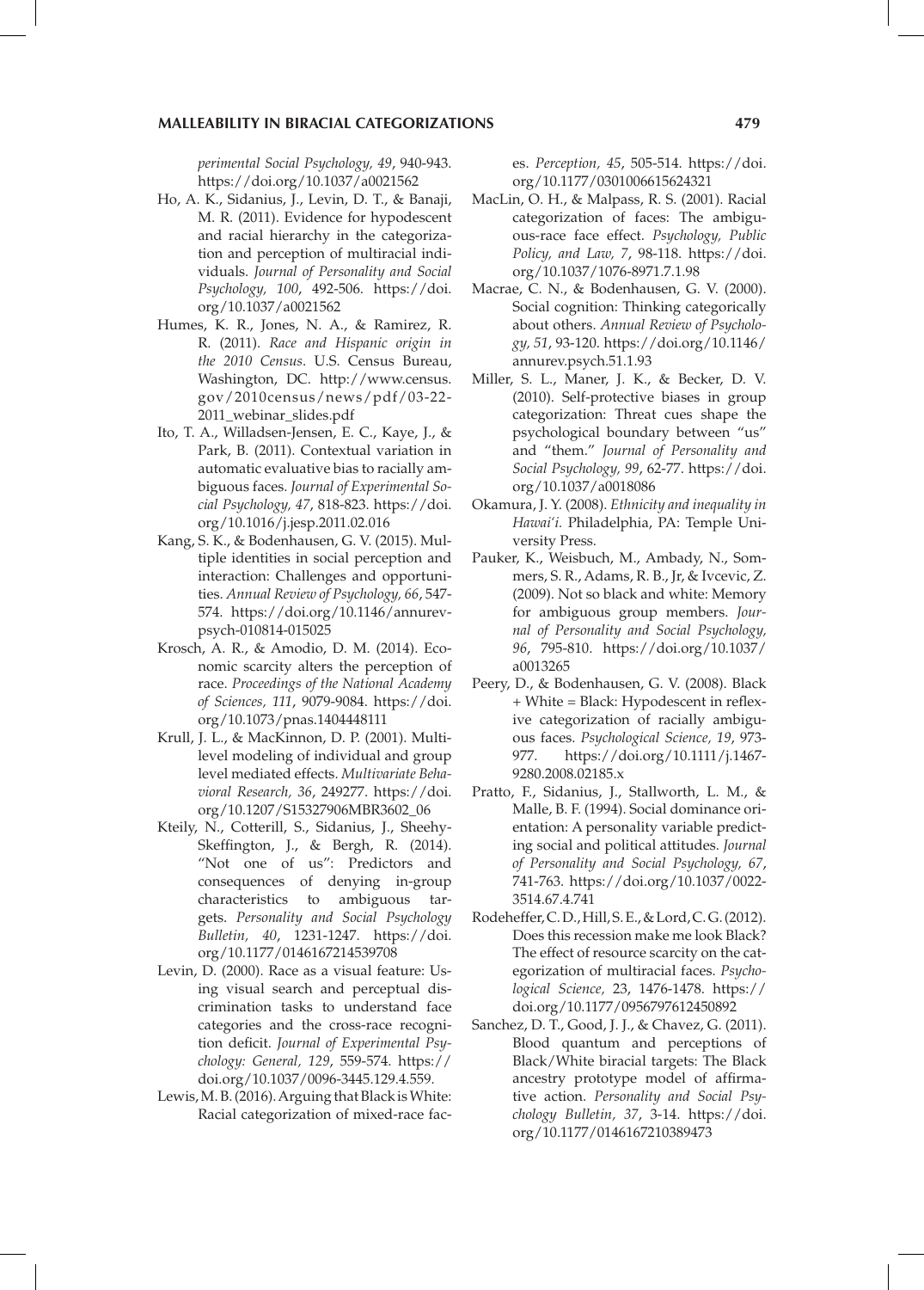*perimental Social Psychology, 49*, 940-943. https://doi.org/10.1037/a0021562

Ho, A. K., Sidanius, J., Levin, D. T., & Banaji, M. R. (2011). Evidence for hypodescent and racial hierarchy in the categorization and perception of multiracial individuals. *Journal of Personality and Social Psychology, 100*, 492-506. https://doi.org/10.1037/a0021562

Humes, K. R., Jones, N. A., & Ramirez, R. R. (2011). *Race and Hispanic origin in the 2010 Census*. U.S. Census Bureau, Washington, DC. http://www.census.gov/2010census/news/pdf/03-22-2011_webinar_slides.pdf

Ito, T. A., Willadsen-Jensen, E. C., Kaye, J., & Park, B. (2011). Contextual variation in automatic evaluative bias to racially ambiguous faces. *Journal of Experimental Social Psychology, 47*, 818-823. https://doi.org/10.1016/j.jesp.2011.02.016

Kang, S. K., & Bodenhausen, G. V. (2015). Multiple identities in social perception and interaction: Challenges and opportunities. *Annual Review of Psychology, 66*, 547-574. https://doi.org/10.1146/annurev-psych-010814-015025

Krosch, A. R., & Amodio, D. M. (2014). Economic scarcity alters the perception of race. *Proceedings of the National Academy of Sciences, 111*, 9079-9084. https://doi.org/10.1073/pnas.1404448111

Krull, J. L., & MacKinnon, D. P. (2001). Multilevel modeling of individual and group level mediated effects. *Multivariate Behavioral Research, 36*, 249277. https://doi.org/10.1207/S15327906MBR3602_06

Kteily, N., Cotterill, S., Sidanius, J., Sheehy-Skeffington, J., & Bergh, R. (2014). "Not one of us": Predictors and consequences of denying in-group characteristics to ambiguous targets. *Personality and Social Psychology Bulletin, 40*, 1231-1247. https://doi.org/10.1177/0146167214539708

Levin, D. (2000). Race as a visual feature: Using visual search and perceptual discrimination tasks to understand face categories and the cross-race recognition deficit. *Journal of Experimental Psychology: General, 129*, 559-574. https://doi.org/10.1037/0096-3445.129.4.559.

Lewis, M. B. (2016). Arguing that Black is White: Racial categorization of mixed-race faces. *Perception, 45*, 505-514. https://doi.org/10.1177/0301006615624321

MacLin, O. H., & Malpass, R. S. (2001). Racial categorization of faces: The ambiguous-race face effect. *Psychology, Public Policy, and Law, 7*, 98-118. https://doi.org/10.1037/1076-8971.7.1.98

Macrae, C. N., & Bodenhausen, G. V. (2000). Social cognition: Thinking categorically about others. *Annual Review of Psychology, 51*, 93-120. https://doi.org/10.1146/annurev.psych.51.1.93

Miller, S. L., Maner, J. K., & Becker, D. V. (2010). Self-protective biases in group categorization: Threat cues shape the psychological boundary between "us" and "them." *Journal of Personality and Social Psychology, 99*, 62-77. https://doi.org/10.1037/a0018086

Okamura, J. Y. (2008). *Ethnicity and inequality in Hawai'i.* Philadelphia, PA: Temple University Press.

Pauker, K., Weisbuch, M., Ambady, N., Sommers, S. R., Adams, R. B., Jr, & Ivcevic, Z. (2009). Not so black and white: Memory for ambiguous group members. *Journal of Personality and Social Psychology, 96*, 795-810. https://doi.org/10.1037/a0013265

Peery, D., & Bodenhausen, G. V. (2008). Black + White = Black: Hypodescent in reflexive categorization of racially ambiguous faces. *Psychological Science, 19*, 973-977. https://doi.org/10.1111/j.1467-9280.2008.02185.x

Pratto, F., Sidanius, J., Stallworth, L. M., & Malle, B. F. (1994). Social dominance orientation: A personality variable predicting social and political attitudes. *Journal of Personality and Social Psychology, 67*, 741-763. https://doi.org/10.1037/0022-3514.67.4.741

Rodeheffer, C. D., Hill, S. E., & Lord, C. G. (2012). Does this recession make me look Black? The effect of resource scarcity on the categorization of multiracial faces. *Psychological Science,* 23, 1476-1478. https://doi.org/10.1177/0956797612450892

Sanchez, D. T., Good, J. J., & Chavez, G. (2011). Blood quantum and perceptions of Black/White biracial targets: The Black ancestry prototype model of affirmative action. *Personality and Social Psychology Bulletin, 37*, 3-14. https://doi.org/10.1177/0146167210389473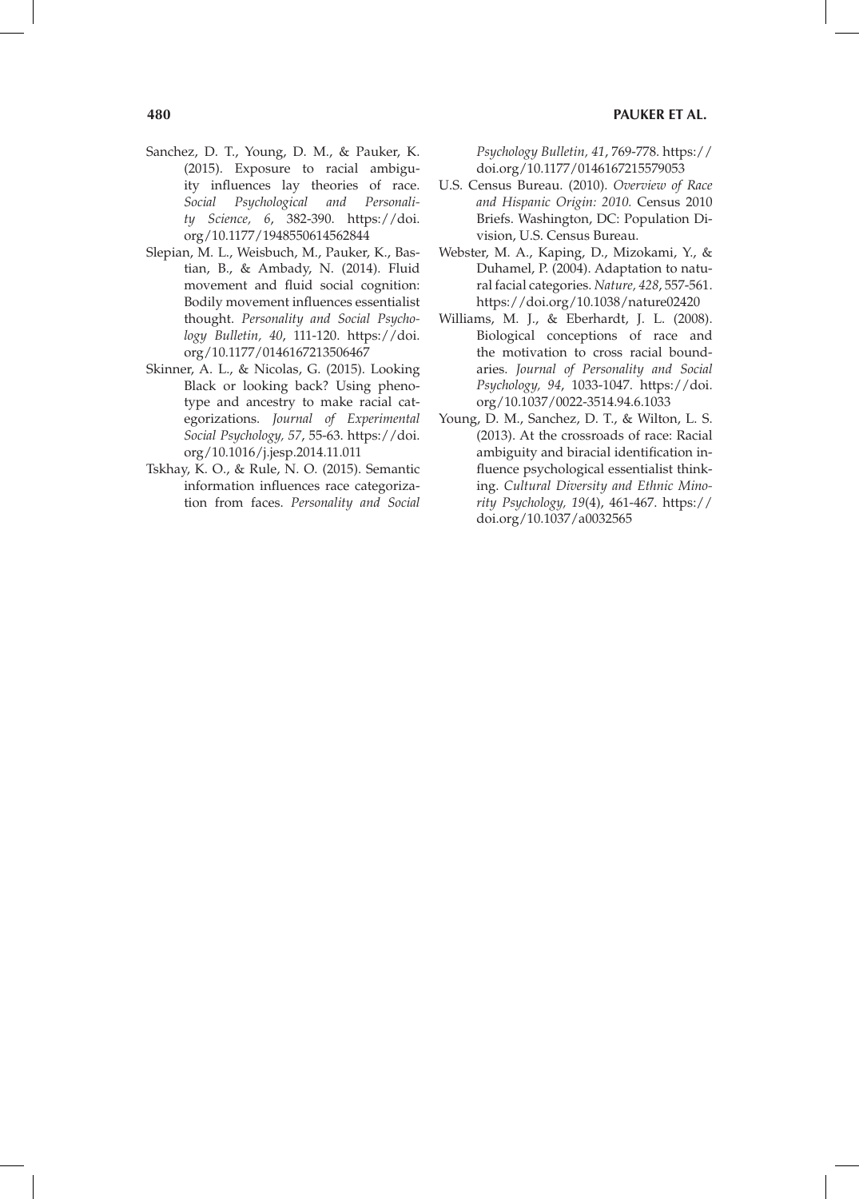Sanchez, D. T., Young, D. M., & Pauker, K. (2015). Exposure to racial ambiguity influences lay theories of race. *Social Psychological and Personality Science, 6*, 382-390. https://doi.org/10.1177/1948550614562844

Slepian, M. L., Weisbuch, M., Pauker, K., Bastian, B., & Ambady, N. (2014). Fluid movement and fluid social cognition: Bodily movement influences essentialist thought. *Personality and Social Psychology Bulletin, 40*, 111-120. https://doi.org/10.1177/0146167213506467

Skinner, A. L., & Nicolas, G. (2015). Looking Black or looking back? Using phenotype and ancestry to make racial categorizations. *Journal of Experimental Social Psychology, 57*, 55-63. https://doi.org/10.1016/j.jesp.2014.11.011

Tskhay, K. O., & Rule, N. O. (2015). Semantic information influences race categorization from faces. *Personality and Social Psychology Bulletin, 41*, 769-778. https://doi.org/10.1177/0146167215579053

U.S. Census Bureau. (2010). *Overview of Race and Hispanic Origin: 2010.* Census 2010 Briefs. Washington, DC: Population Division, U.S. Census Bureau.

Webster, M. A., Kaping, D., Mizokami, Y., & Duhamel, P. (2004). Adaptation to natural facial categories. *Nature, 428*, 557-561. https://doi.org/10.1038/nature02420

Williams, M. J., & Eberhardt, J. L. (2008). Biological conceptions of race and the motivation to cross racial boundaries. *Journal of Personality and Social Psychology, 94*, 1033-1047. https://doi.org/10.1037/0022-3514.94.6.1033

Young, D. M., Sanchez, D. T., & Wilton, L. S. (2013). At the crossroads of race: Racial ambiguity and biracial identification influence psychological essentialist thinking. *Cultural Diversity and Ethnic Minority Psychology, 19*(4), 461-467. https://doi.org/10.1037/a0032565